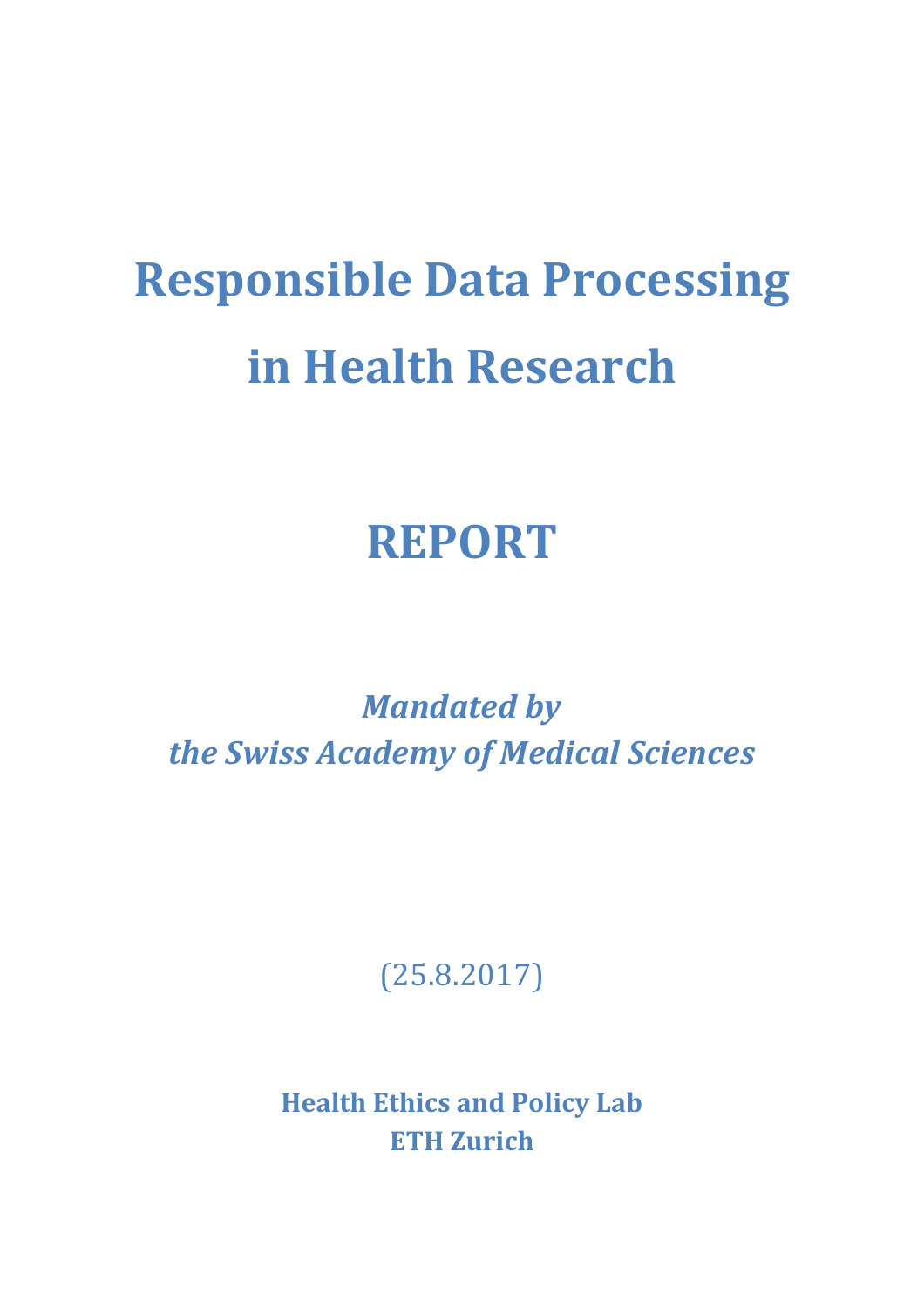# Responsible Data Processing in Health Research

# REPORT

*Mandated by*
*the Swiss Academy of Medical Sciences*

(25.8.2017)

**Health Ethics and Policy Lab**
**ETH Zurich**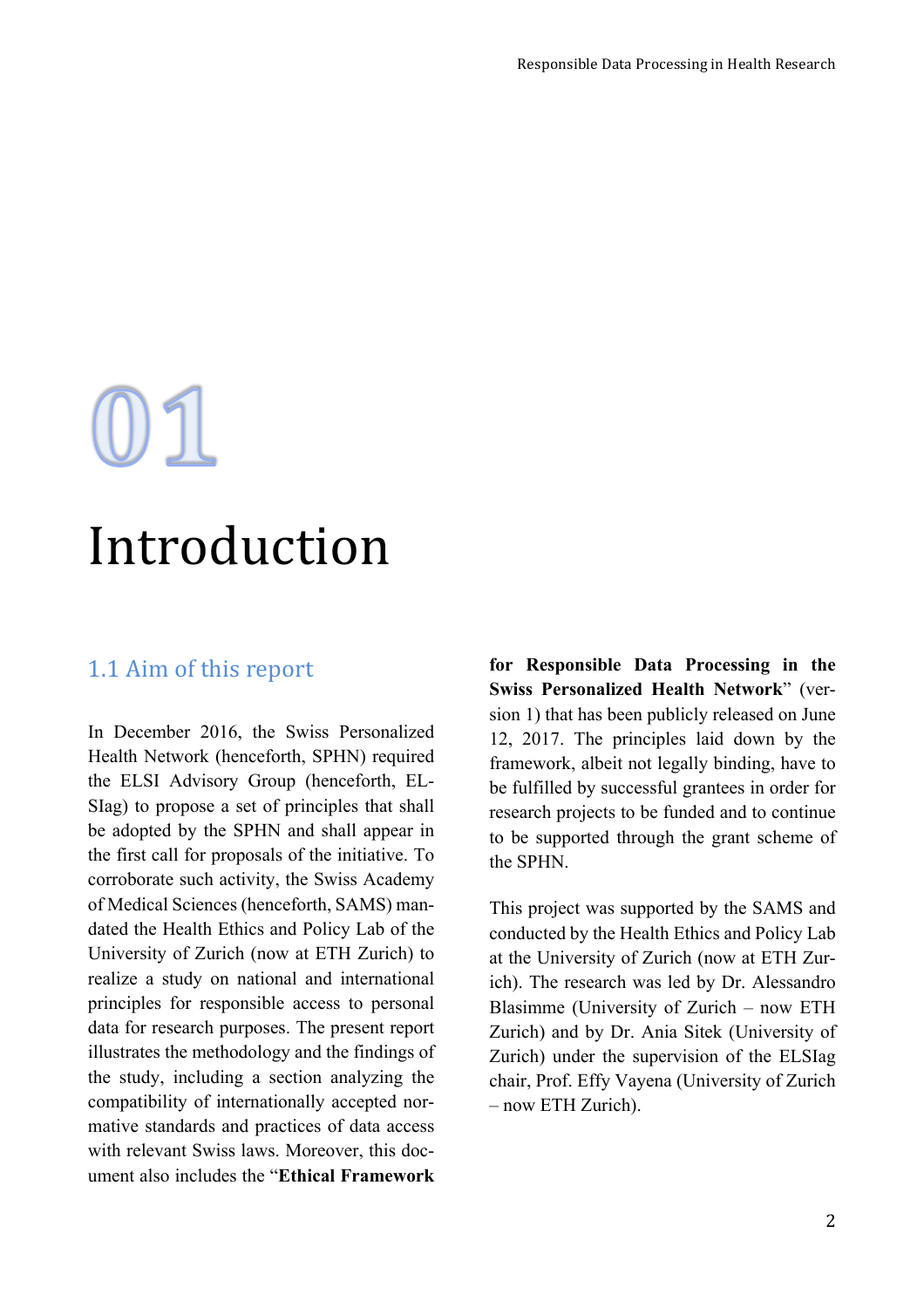# 01

# Introduction

## 1.1 Aim of this report

In December 2016, the Swiss Personalized Health Network (henceforth, SPHN) required the ELSI Advisory Group (henceforth, ELSIag) to propose a set of principles that shall be adopted by the SPHN and shall appear in the first call for proposals of the initiative. To corroborate such activity, the Swiss Academy of Medical Sciences (henceforth, SAMS) mandated the Health Ethics and Policy Lab of the University of Zurich (now at ETH Zurich) to realize a study on national and international principles for responsible access to personal data for research purposes. The present report illustrates the methodology and the findings of the study, including a section analyzing the compatibility of internationally accepted normative standards and practices of data access with relevant Swiss laws. Moreover, this document also includes the "**Ethical Framework for Responsible Data Processing in the Swiss Personalized Health Network**" (version 1) that has been publicly released on June 12, 2017. The principles laid down by the framework, albeit not legally binding, have to be fulfilled by successful grantees in order for research projects to be funded and to continue to be supported through the grant scheme of the SPHN.

This project was supported by the SAMS and conducted by the Health Ethics and Policy Lab at the University of Zurich (now at ETH Zurich). The research was led by Dr. Alessandro Blasimme (University of Zurich – now ETH Zurich) and by Dr. Ania Sitek (University of Zurich) under the supervision of the ELSIag chair, Prof. Effy Vayena (University of Zurich – now ETH Zurich).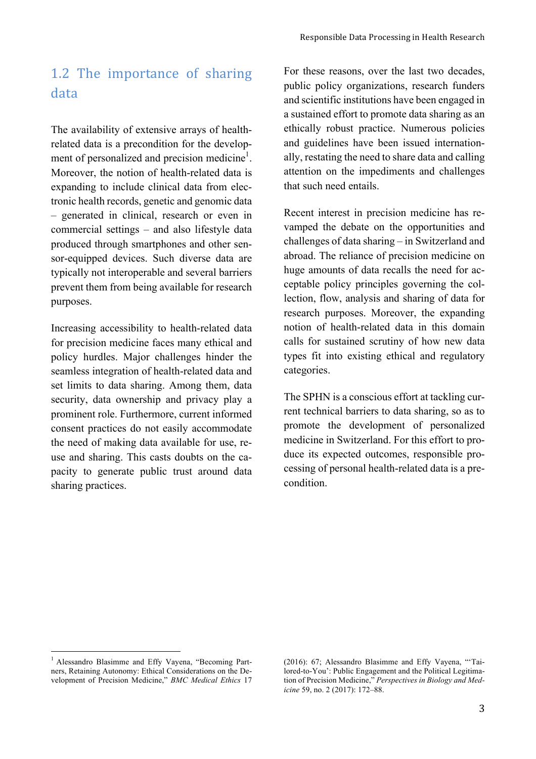## 1.2 The importance of sharing data

The availability of extensive arrays of health-related data is a precondition for the development of personalized and precision medicine[1]. Moreover, the notion of health-related data is expanding to include clinical data from electronic health records, genetic and genomic data – generated in clinical, research or even in commercial settings – and also lifestyle data produced through smartphones and other sensor-equipped devices. Such diverse data are typically not interoperable and several barriers prevent them from being available for research purposes.

Increasing accessibility to health-related data for precision medicine faces many ethical and policy hurdles. Major challenges hinder the seamless integration of health-related data and set limits to data sharing. Among them, data security, data ownership and privacy play a prominent role. Furthermore, current informed consent practices do not easily accommodate the need of making data available for use, re-use and sharing. This casts doubts on the capacity to generate public trust around data sharing practices.

For these reasons, over the last two decades, public policy organizations, research funders and scientific institutions have been engaged in a sustained effort to promote data sharing as an ethically robust practice. Numerous policies and guidelines have been issued internationally, restating the need to share data and calling attention on the impediments and challenges that such need entails.

Recent interest in precision medicine has revamped the debate on the opportunities and challenges of data sharing – in Switzerland and abroad. The reliance of precision medicine on huge amounts of data recalls the need for acceptable policy principles governing the collection, flow, analysis and sharing of data for research purposes. Moreover, the expanding notion of health-related data in this domain calls for sustained scrutiny of how new data types fit into existing ethical and regulatory categories.

The SPHN is a conscious effort at tackling current technical barriers to data sharing, so as to promote the development of personalized medicine in Switzerland. For this effort to produce its expected outcomes, responsible processing of personal health-related data is a precondition.

---

[1] Alessandro Blasimme and Effy Vayena, "Becoming Partners, Retaining Autonomy: Ethical Considerations on the Development of Precision Medicine," *BMC Medical Ethics* 17 (2016): 67; Alessandro Blasimme and Effy Vayena, "'Tailored-to-You': Public Engagement and the Political Legitimation of Precision Medicine," *Perspectives in Biology and Medicine* 59, no. 2 (2017): 172–88.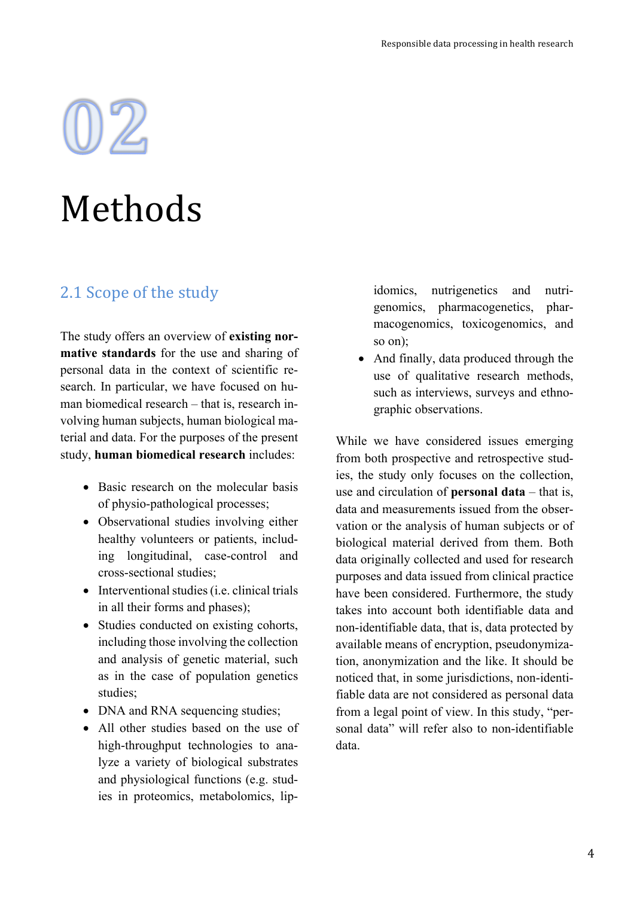# 02

# Methods

## 2.1 Scope of the study

The study offers an overview of **existing normative standards** for the use and sharing of personal data in the context of scientific research. In particular, we have focused on human biomedical research – that is, research involving human subjects, human biological material and data. For the purposes of the present study, **human biomedical research** includes:

- Basic research on the molecular basis of physio-pathological processes;
- Observational studies involving either healthy volunteers or patients, including longitudinal, case-control and cross-sectional studies;
- Interventional studies (i.e. clinical trials in all their forms and phases);
- Studies conducted on existing cohorts, including those involving the collection and analysis of genetic material, such as in the case of population genetics studies;
- DNA and RNA sequencing studies;
- All other studies based on the use of high-throughput technologies to analyze a variety of biological substrates and physiological functions (e.g. studies in proteomics, metabolomics, lipidomics, nutrigenetics and nutrigenomics, pharmacogenetics, pharmacogenomics, toxicogenomics, and so on);
- And finally, data produced through the use of qualitative research methods, such as interviews, surveys and ethnographic observations.

While we have considered issues emerging from both prospective and retrospective studies, the study only focuses on the collection, use and circulation of **personal data** – that is, data and measurements issued from the observation or the analysis of human subjects or of biological material derived from them. Both data originally collected and used for research purposes and data issued from clinical practice have been considered. Furthermore, the study takes into account both identifiable data and non-identifiable data, that is, data protected by available means of encryption, pseudonymization, anonymization and the like. It should be noticed that, in some jurisdictions, non-identifiable data are not considered as personal data from a legal point of view. In this study, "personal data" will refer also to non-identifiable data.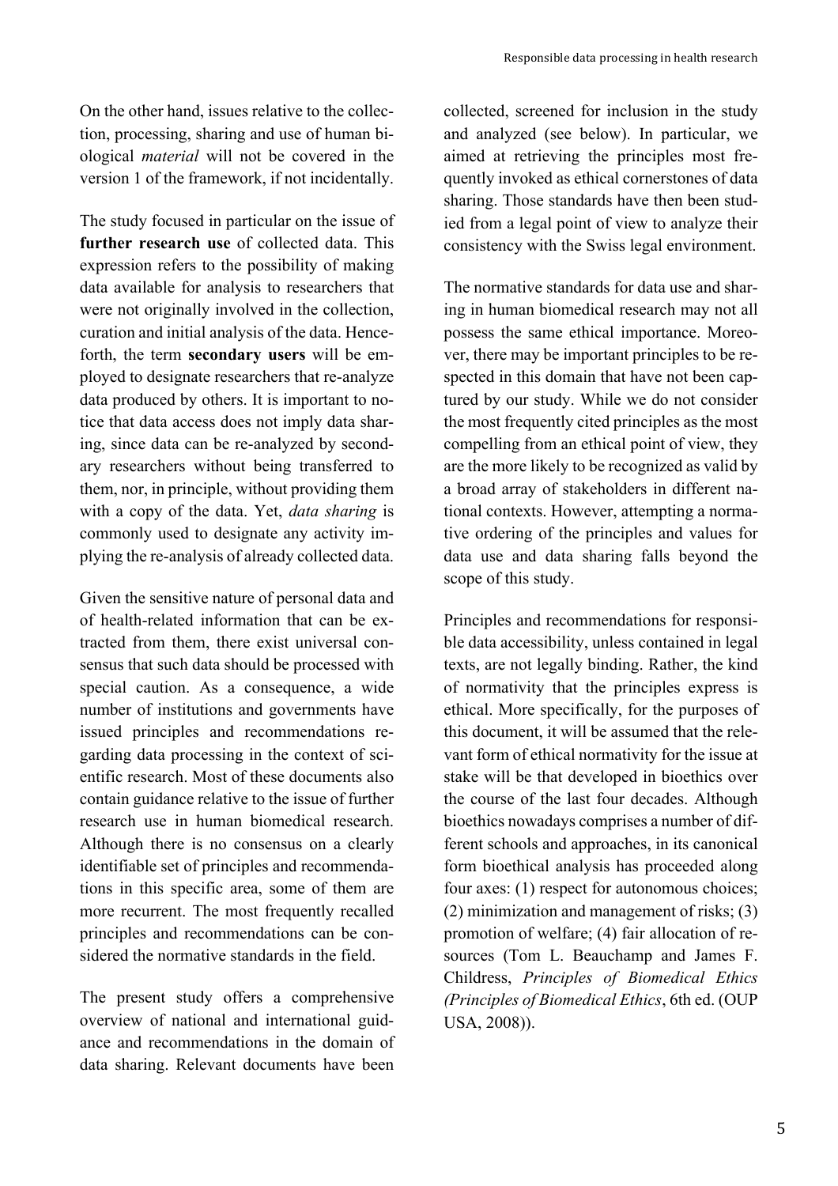On the other hand, issues relative to the collection, processing, sharing and use of human biological *material* will not be covered in the version 1 of the framework, if not incidentally.

The study focused in particular on the issue of **further research use** of collected data. This expression refers to the possibility of making data available for analysis to researchers that were not originally involved in the collection, curation and initial analysis of the data. Henceforth, the term **secondary users** will be employed to designate researchers that re-analyze data produced by others. It is important to notice that data access does not imply data sharing, since data can be re-analyzed by secondary researchers without being transferred to them, nor, in principle, without providing them with a copy of the data. Yet, *data sharing* is commonly used to designate any activity implying the re-analysis of already collected data.

Given the sensitive nature of personal data and of health-related information that can be extracted from them, there exist universal consensus that such data should be processed with special caution. As a consequence, a wide number of institutions and governments have issued principles and recommendations regarding data processing in the context of scientific research. Most of these documents also contain guidance relative to the issue of further research use in human biomedical research. Although there is no consensus on a clearly identifiable set of principles and recommendations in this specific area, some of them are more recurrent. The most frequently recalled principles and recommendations can be considered the normative standards in the field.

The present study offers a comprehensive overview of national and international guidance and recommendations in the domain of data sharing. Relevant documents have been collected, screened for inclusion in the study and analyzed (see below). In particular, we aimed at retrieving the principles most frequently invoked as ethical cornerstones of data sharing. Those standards have then been studied from a legal point of view to analyze their consistency with the Swiss legal environment.

The normative standards for data use and sharing in human biomedical research may not all possess the same ethical importance. Moreover, there may be important principles to be respected in this domain that have not been captured by our study. While we do not consider the most frequently cited principles as the most compelling from an ethical point of view, they are the more likely to be recognized as valid by a broad array of stakeholders in different national contexts. However, attempting a normative ordering of the principles and values for data use and data sharing falls beyond the scope of this study.

Principles and recommendations for responsible data accessibility, unless contained in legal texts, are not legally binding. Rather, the kind of normativity that the principles express is ethical. More specifically, for the purposes of this document, it will be assumed that the relevant form of ethical normativity for the issue at stake will be that developed in bioethics over the course of the last four decades. Although bioethics nowadays comprises a number of different schools and approaches, in its canonical form bioethical analysis has proceeded along four axes: (1) respect for autonomous choices; (2) minimization and management of risks; (3) promotion of welfare; (4) fair allocation of resources (Tom L. Beauchamp and James F. Childress, *Principles of Biomedical Ethics (Principles of Biomedical Ethics*, 6th ed. (OUP USA, 2008)).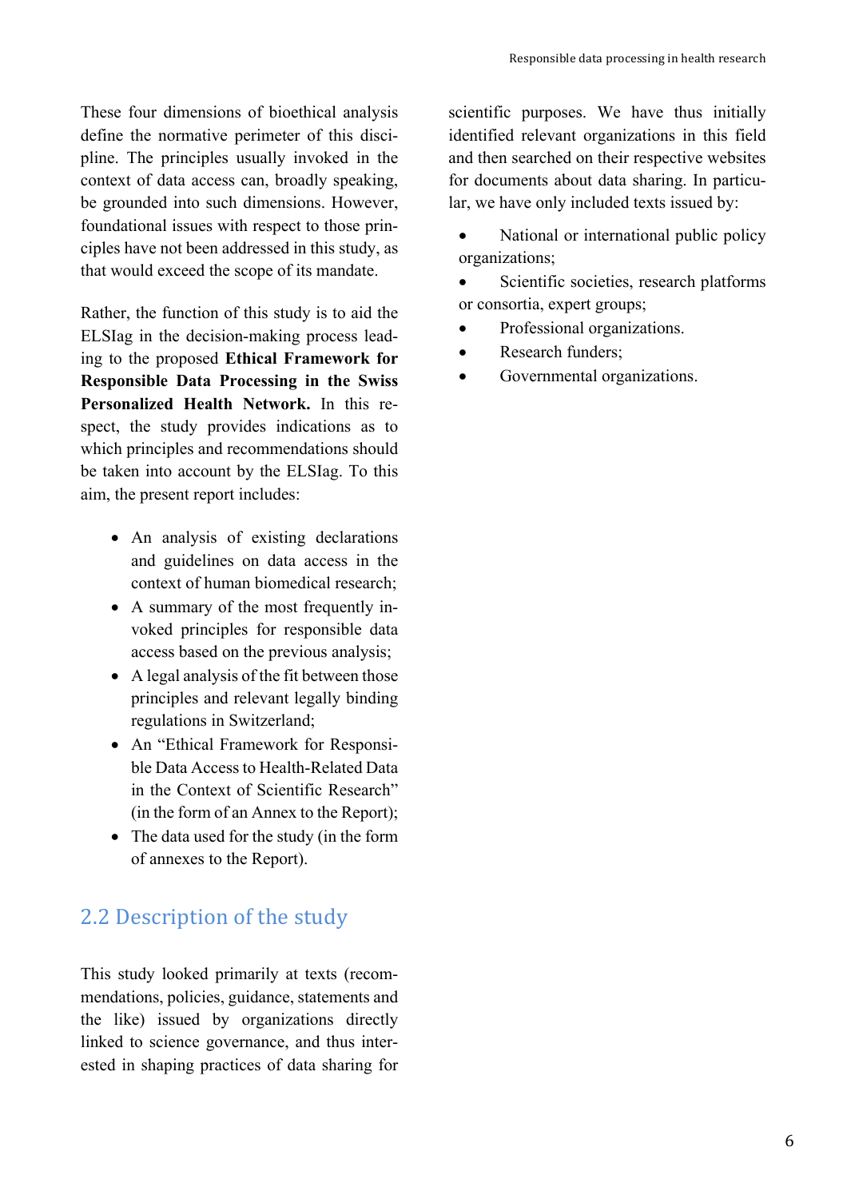These four dimensions of bioethical analysis define the normative perimeter of this discipline. The principles usually invoked in the context of data access can, broadly speaking, be grounded into such dimensions. However, foundational issues with respect to those principles have not been addressed in this study, as that would exceed the scope of its mandate.

Rather, the function of this study is to aid the ELSIag in the decision-making process leading to the proposed **Ethical Framework for Responsible Data Processing in the Swiss Personalized Health Network.** In this respect, the study provides indications as to which principles and recommendations should be taken into account by the ELSIag. To this aim, the present report includes:

- An analysis of existing declarations and guidelines on data access in the context of human biomedical research;
- A summary of the most frequently invoked principles for responsible data access based on the previous analysis;
- A legal analysis of the fit between those principles and relevant legally binding regulations in Switzerland;
- An "Ethical Framework for Responsible Data Access to Health-Related Data in the Context of Scientific Research" (in the form of an Annex to the Report);
- The data used for the study (in the form of annexes to the Report).

## 2.2 Description of the study

This study looked primarily at texts (recommendations, policies, guidance, statements and the like) issued by organizations directly linked to science governance, and thus interested in shaping practices of data sharing for scientific purposes. We have thus initially identified relevant organizations in this field and then searched on their respective websites for documents about data sharing. In particular, we have only included texts issued by:

- National or international public policy organizations;
- Scientific societies, research platforms or consortia, expert groups;
- Professional organizations.
- Research funders;
- Governmental organizations.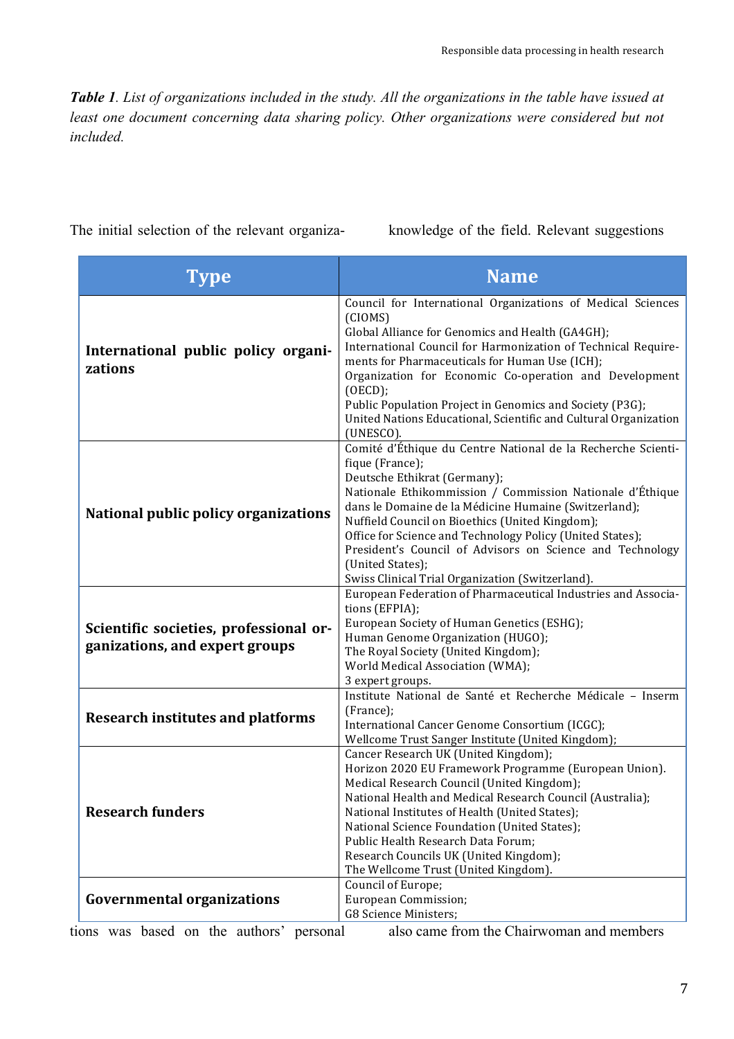*Table 1. List of organizations included in the study. All the organizations in the table have issued at least one document concerning data sharing policy. Other organizations were considered but not included.*

| Type | Name |
|---|---|
| **International public policy organizations** | Council for International Organizations of Medical Sciences (CIOMS)<br>Global Alliance for Genomics and Health (GA4GH);<br>International Council for Harmonization of Technical Requirements for Pharmaceuticals for Human Use (ICH);<br>Organization for Economic Co-operation and Development (OECD);<br>Public Population Project in Genomics and Society (P3G);<br>United Nations Educational, Scientific and Cultural Organization (UNESCO). |
| **National public policy organizations** | Comité d'Éthique du Centre National de la Recherche Scientifique (France);<br>Deutsche Ethikrat (Germany);<br>Nationale Ethikommission / Commission Nationale d'Éthique dans le Domaine de la Médicine Humaine (Switzerland);<br>Nuffield Council on Bioethics (United Kingdom);<br>Office for Science and Technology Policy (United States);<br>President's Council of Advisors on Science and Technology (United States);<br>Swiss Clinical Trial Organization (Switzerland). |
| **Scientific societies, professional organizations, and expert groups** | European Federation of Pharmaceutical Industries and Associations (EFPIA);<br>European Society of Human Genetics (ESHG);<br>Human Genome Organization (HUGO);<br>The Royal Society (United Kingdom);<br>World Medical Association (WMA);<br>3 expert groups. |
| **Research institutes and platforms** | Institute National de Santé et Recherche Médicale – Inserm (France);<br>International Cancer Genome Consortium (ICGC);<br>Wellcome Trust Sanger Institute (United Kingdom); |
| **Research funders** | Cancer Research UK (United Kingdom);<br>Horizon 2020 EU Framework Programme (European Union).<br>Medical Research Council (United Kingdom);<br>National Health and Medical Research Council (Australia);<br>National Institutes of Health (United States);<br>National Science Foundation (United States);<br>Public Health Research Data Forum;<br>Research Councils UK (United Kingdom);<br>The Wellcome Trust (United Kingdom). |
| **Governmental organizations** | Council of Europe;<br>European Commission;<br>G8 Science Ministers; |

The initial selection of the relevant organizations was based on the authors' personal knowledge of the field. Relevant suggestions also came from the Chairwoman and members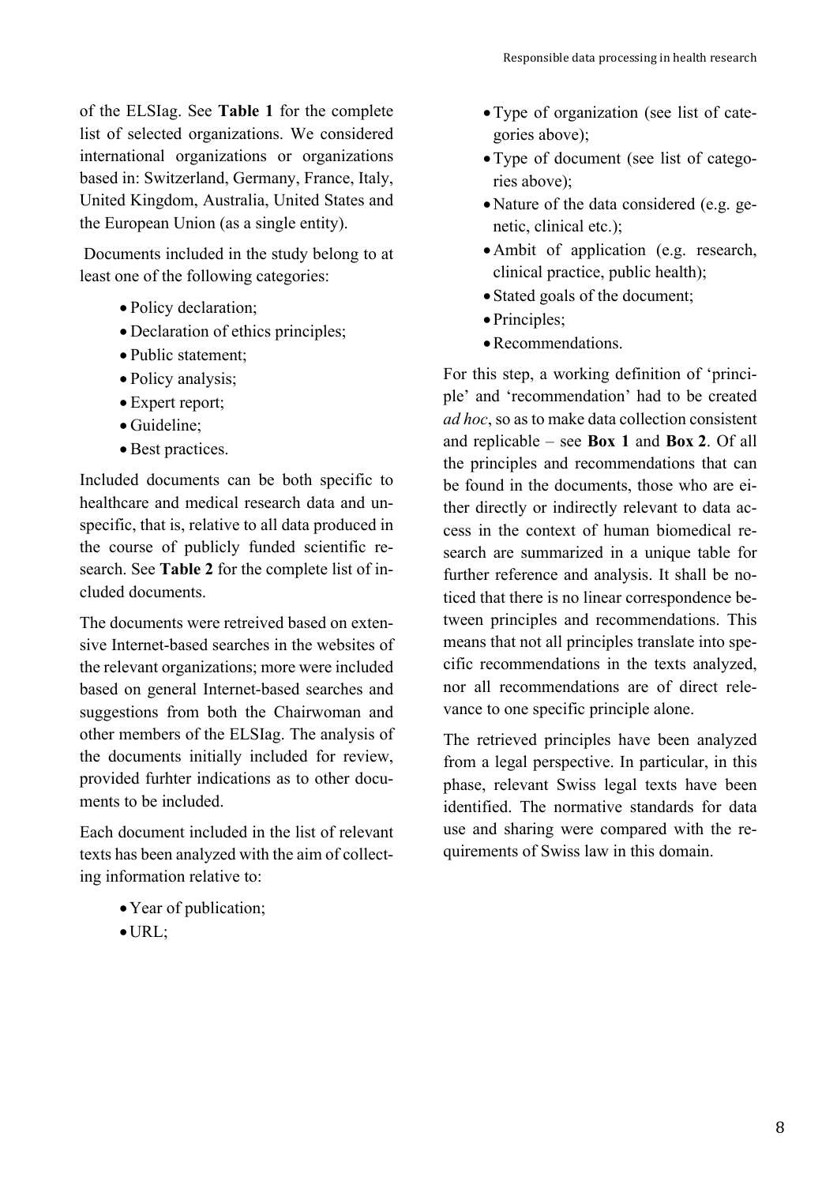of the ELSIag. See **Table 1** for the complete list of selected organizations. We considered international organizations or organizations based in: Switzerland, Germany, France, Italy, United Kingdom, Australia, United States and the European Union (as a single entity).

Documents included in the study belong to at least one of the following categories:

- Policy declaration;
- Declaration of ethics principles;
- Public statement;
- Policy analysis;
- Expert report;
- Guideline;
- Best practices.

Included documents can be both specific to healthcare and medical research data and unspecific, that is, relative to all data produced in the course of publicly funded scientific research. See **Table 2** for the complete list of included documents.

The documents were retreived based on extensive Internet-based searches in the websites of the relevant organizations; more were included based on general Internet-based searches and suggestions from both the Chairwoman and other members of the ELSIag. The analysis of the documents initially included for review, provided furhter indications as to other documents to be included.

Each document included in the list of relevant texts has been analyzed with the aim of collecting information relative to:

- Year of publication;
- URL;
- Type of organization (see list of categories above);
- Type of document (see list of categories above);
- Nature of the data considered (e.g. genetic, clinical etc.);
- Ambit of application (e.g. research, clinical practice, public health);
- Stated goals of the document;
- Principles;
- Recommendations.

For this step, a working definition of 'principle' and 'recommendation' had to be created *ad hoc*, so as to make data collection consistent and replicable – see **Box 1** and **Box 2**. Of all the principles and recommendations that can be found in the documents, those who are either directly or indirectly relevant to data access in the context of human biomedical research are summarized in a unique table for further reference and analysis. It shall be noticed that there is no linear correspondence between principles and recommendations. This means that not all principles translate into specific recommendations in the texts analyzed, nor all recommendations are of direct relevance to one specific principle alone.

The retrieved principles have been analyzed from a legal perspective. In particular, in this phase, relevant Swiss legal texts have been identified. The normative standards for data use and sharing were compared with the requirements of Swiss law in this domain.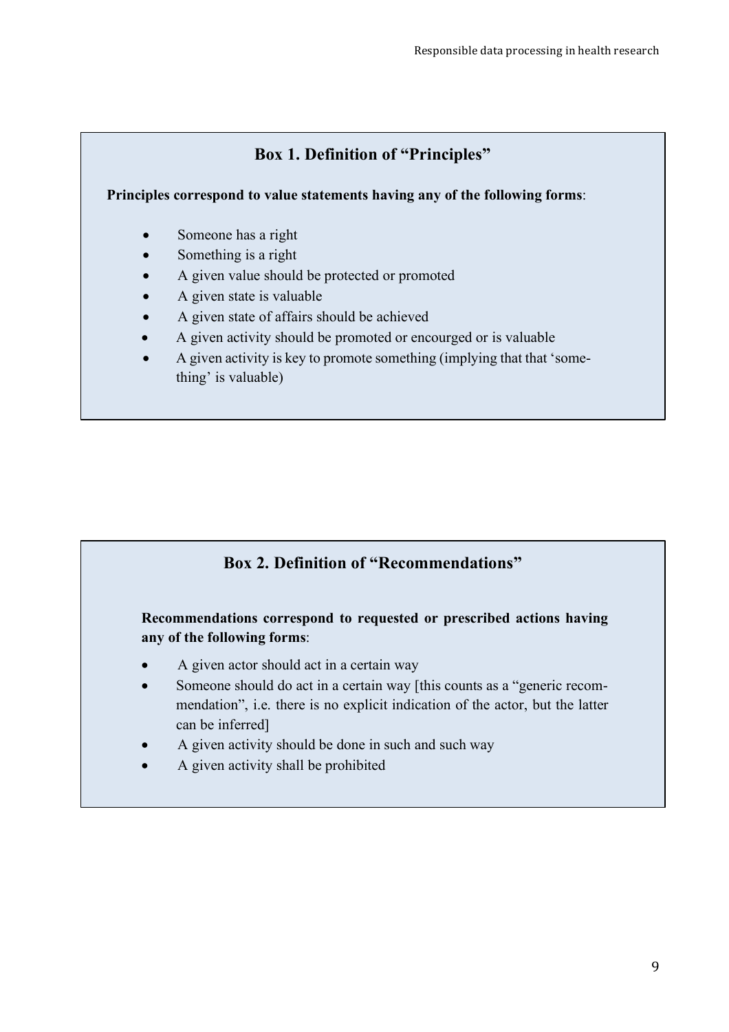### Box 1. Definition of "Principles"

**Principles correspond to value statements having any of the following forms**:

- Someone has a right
- Something is a right
- A given value should be protected or promoted
- A given state is valuable
- A given state of affairs should be achieved
- A given activity should be promoted or encourged or is valuable
- A given activity is key to promote something (implying that that 'something' is valuable)

### Box 2. Definition of "Recommendations"

**Recommendations correspond to requested or prescribed actions having any of the following forms**:

- A given actor should act in a certain way
- Someone should do act in a certain way [this counts as a "generic recommendation", i.e. there is no explicit indication of the actor, but the latter can be inferred]
- A given activity should be done in such and such way
- A given activity shall be prohibited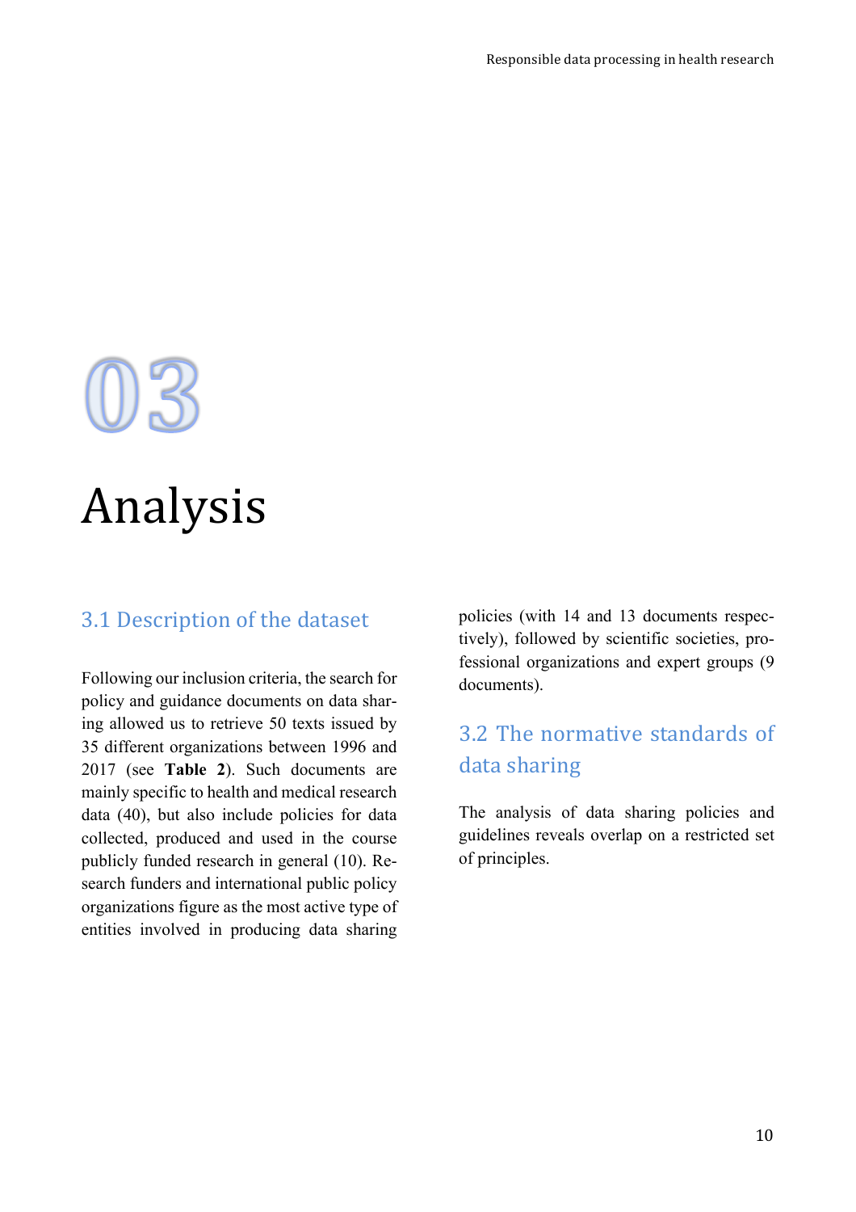# 03

# Analysis

## 3.1 Description of the dataset

Following our inclusion criteria, the search for policy and guidance documents on data sharing allowed us to retrieve 50 texts issued by 35 different organizations between 1996 and 2017 (see **Table 2**). Such documents are mainly specific to health and medical research data (40), but also include policies for data collected, produced and used in the course publicly funded research in general (10). Research funders and international public policy organizations figure as the most active type of entities involved in producing data sharing policies (with 14 and 13 documents respectively), followed by scientific societies, professional organizations and expert groups (9 documents).

## 3.2 The normative standards of data sharing

The analysis of data sharing policies and guidelines reveals overlap on a restricted set of principles.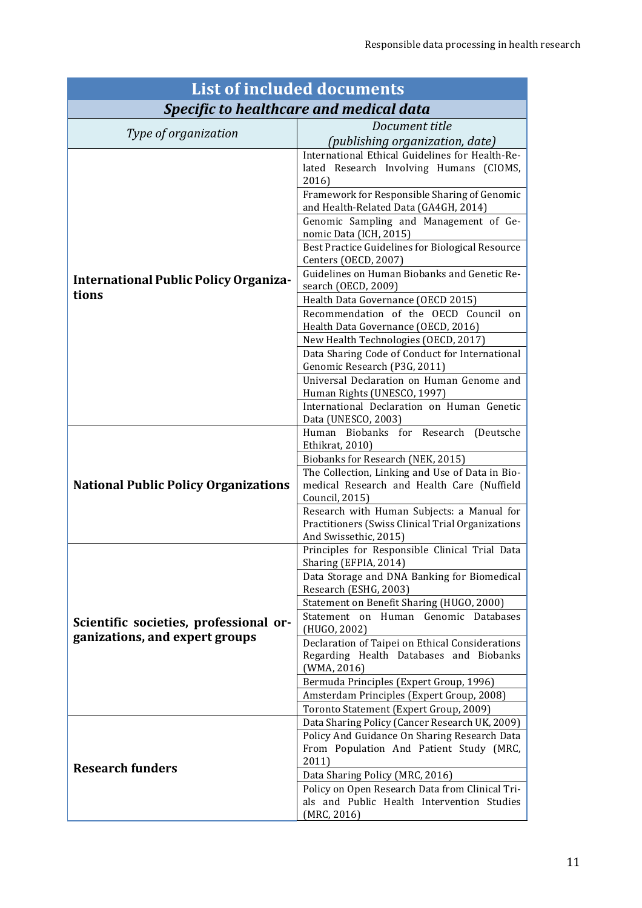| List of included documents | |
|---|---|
| ***Specific to healthcare and medical data*** | |
| *Type of organization* | *Document title (publishing organization, date)* |
| **International Public Policy Organizations** | International Ethical Guidelines for Health-Related Research Involving Humans (CIOMS, 2016) |
| | Framework for Responsible Sharing of Genomic and Health-Related Data (GA4GH, 2014) |
| | Genomic Sampling and Management of Genomic Data (ICH, 2015) |
| | Best Practice Guidelines for Biological Resource Centers (OECD, 2007) |
| | Guidelines on Human Biobanks and Genetic Research (OECD, 2009) |
| | Health Data Governance (OECD 2015) |
| | Recommendation of the OECD Council on Health Data Governance (OECD, 2016) |
| | New Health Technologies (OECD, 2017) |
| | Data Sharing Code of Conduct for International Genomic Research (P3G, 2011) |
| | Universal Declaration on Human Genome and Human Rights (UNESCO, 1997) |
| | International Declaration on Human Genetic Data (UNESCO, 2003) |
| **National Public Policy Organizations** | Human Biobanks for Research (Deutsche Ethikrat, 2010) |
| | Biobanks for Research (NEK, 2015) |
| | The Collection, Linking and Use of Data in Biomedical Research and Health Care (Nuffield Council, 2015) |
| | Research with Human Subjects: a Manual for Practitioners (Swiss Clinical Trial Organizations And Swissethic, 2015) |
| **Scientific societies, professional organizations, and expert groups** | Principles for Responsible Clinical Trial Data Sharing (EFPIA, 2014) |
| | Data Storage and DNA Banking for Biomedical Research (ESHG, 2003) |
| | Statement on Benefit Sharing (HUGO, 2000) |
| | Statement on Human Genomic Databases (HUGO, 2002) |
| | Declaration of Taipei on Ethical Considerations Regarding Health Databases and Biobanks (WMA, 2016) |
| | Bermuda Principles (Expert Group, 1996) |
| | Amsterdam Principles (Expert Group, 2008) |
| | Toronto Statement (Expert Group, 2009) |
| **Research funders** | Data Sharing Policy (Cancer Research UK, 2009) |
| | Policy And Guidance On Sharing Research Data From Population And Patient Study (MRC, 2011) |
| | Data Sharing Policy (MRC, 2016) |
| | Policy on Open Research Data from Clinical Trials and Public Health Intervention Studies (MRC, 2016) |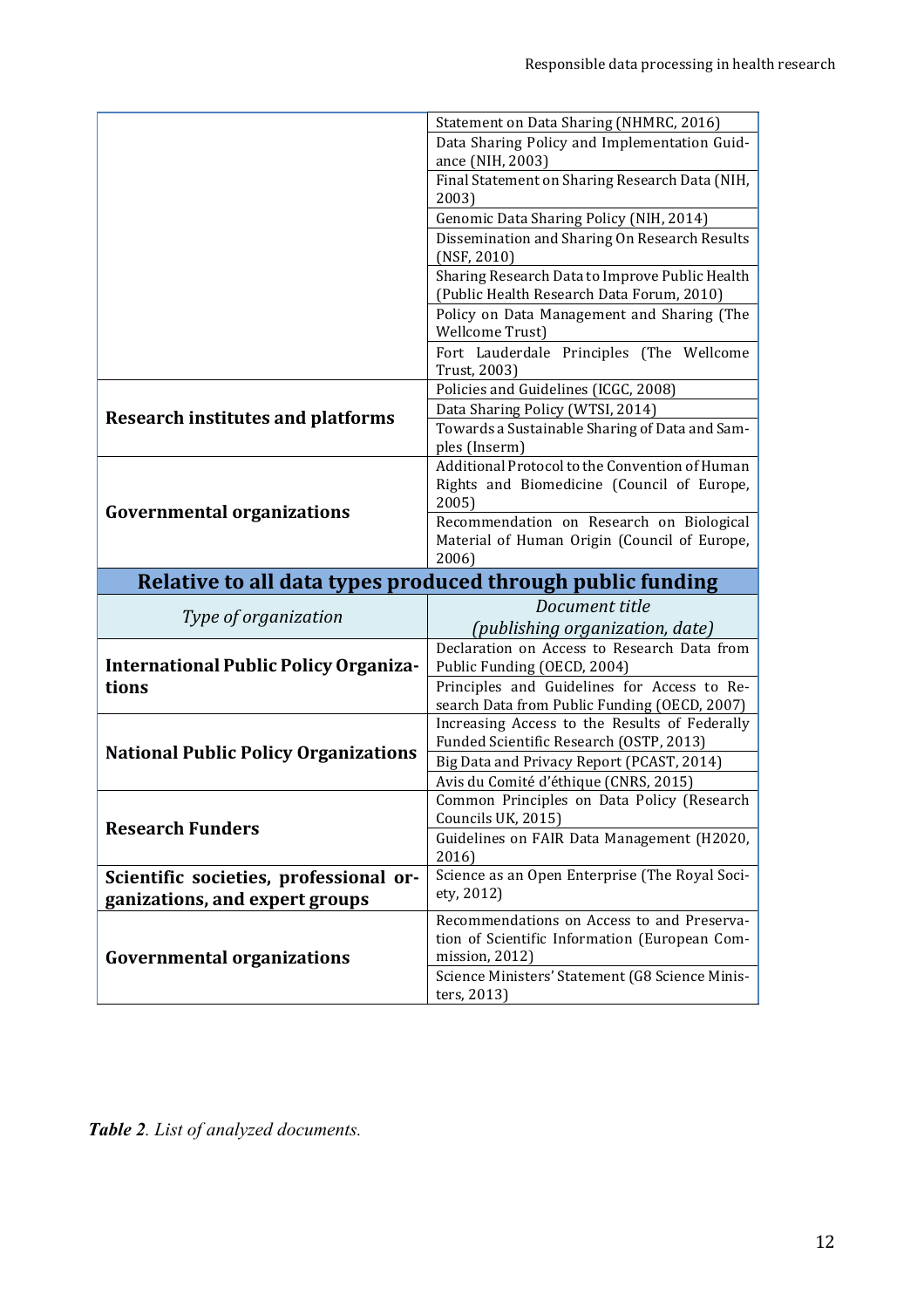| Type of organization | Document title (publishing organization, date) |
|---|---|
| | Statement on Data Sharing (NHMRC, 2016) |
| | Data Sharing Policy and Implementation Guidance (NIH, 2003) |
| | Final Statement on Sharing Research Data (NIH, 2003) |
| | Genomic Data Sharing Policy (NIH, 2014) |
| | Dissemination and Sharing On Research Results (NSF, 2010) |
| | Sharing Research Data to Improve Public Health (Public Health Research Data Forum, 2010) |
| | Policy on Data Management and Sharing (The Wellcome Trust) |
| | Fort Lauderdale Principles (The Wellcome Trust, 2003) |
| **Research institutes and platforms** | Policies and Guidelines (ICGC, 2008) |
| | Data Sharing Policy (WTSI, 2014) |
| | Towards a Sustainable Sharing of Data and Samples (Inserm) |
| **Governmental organizations** | Additional Protocol to the Convention of Human Rights and Biomedicine (Council of Europe, 2005) |
| | Recommendation on Research on Biological Material of Human Origin (Council of Europe, 2006) |
| **Relative to all data types produced through public funding** | |
| *Type of organization* | *Document title (publishing organization, date)* |
| **International Public Policy Organizations** | Declaration on Access to Research Data from Public Funding (OECD, 2004) |
| | Principles and Guidelines for Access to Research Data from Public Funding (OECD, 2007) |
| **National Public Policy Organizations** | Increasing Access to the Results of Federally Funded Scientific Research (OSTP, 2013) |
| | Big Data and Privacy Report (PCAST, 2014) |
| | Avis du Comité d'éthique (CNRS, 2015) |
| **Research Funders** | Common Principles on Data Policy (Research Councils UK, 2015) |
| | Guidelines on FAIR Data Management (H2020, 2016) |
| **Scientific societies, professional organizations, and expert groups** | Science as an Open Enterprise (The Royal Society, 2012) |
| **Governmental organizations** | Recommendations on Access to and Preservation of Scientific Information (European Commission, 2012) |
| | Science Ministers' Statement (G8 Science Ministers, 2013) |

***Table 2***. *List of analyzed documents.*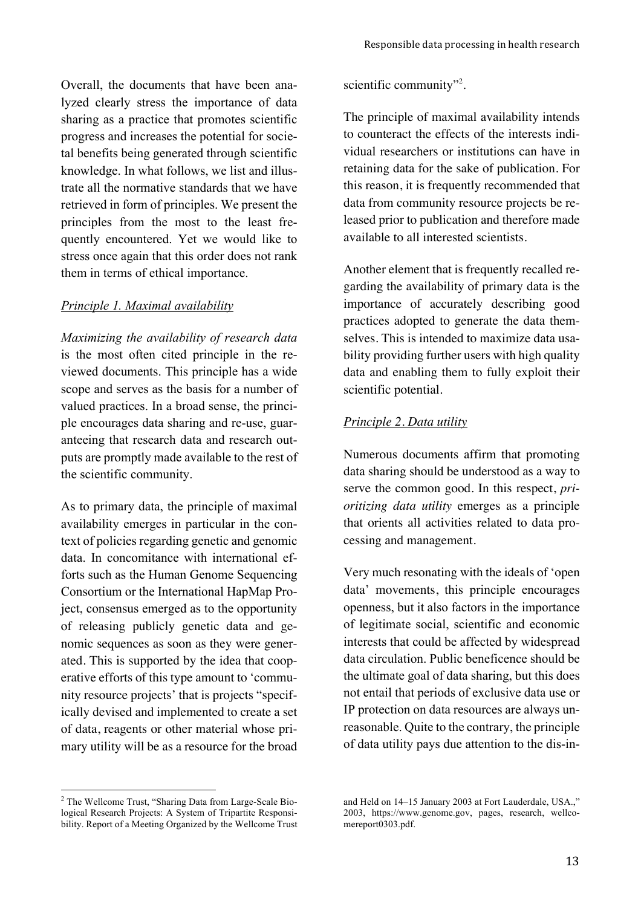Overall, the documents that have been analyzed clearly stress the importance of data sharing as a practice that promotes scientific progress and increases the potential for societal benefits being generated through scientific knowledge. In what follows, we list and illustrate all the normative standards that we have retrieved in form of principles. We present the principles from the most to the least frequently encountered. Yet we would like to stress once again that this order does not rank them in terms of ethical importance.

*Principle 1. Maximal availability*

*Maximizing the availability of research data* is the most often cited principle in the reviewed documents. This principle has a wide scope and serves as the basis for a number of valued practices. In a broad sense, the principle encourages data sharing and re-use, guaranteeing that research data and research outputs are promptly made available to the rest of the scientific community.

As to primary data, the principle of maximal availability emerges in particular in the context of policies regarding genetic and genomic data. In concomitance with international efforts such as the Human Genome Sequencing Consortium or the International HapMap Project, consensus emerged as to the opportunity of releasing publicly genetic data and genomic sequences as soon as they were generated. This is supported by the idea that cooperative efforts of this type amount to 'community resource projects' that is projects "specifically devised and implemented to create a set of data, reagents or other material whose primary utility will be as a resource for the broad scientific community"[2].

The principle of maximal availability intends to counteract the effects of the interests individual researchers or institutions can have in retaining data for the sake of publication. For this reason, it is frequently recommended that data from community resource projects be released prior to publication and therefore made available to all interested scientists.

Another element that is frequently recalled regarding the availability of primary data is the importance of accurately describing good practices adopted to generate the data themselves. This is intended to maximize data usability providing further users with high quality data and enabling them to fully exploit their scientific potential.

*Principle 2. Data utility*

Numerous documents affirm that promoting data sharing should be understood as a way to serve the common good. In this respect, *prioritizing data utility* emerges as a principle that orients all activities related to data processing and management.

Very much resonating with the ideals of 'open data' movements, this principle encourages openness, but it also factors in the importance of legitimate social, scientific and economic interests that could be affected by widespread data circulation. Public beneficence should be the ultimate goal of data sharing, but this does not entail that periods of exclusive data use or IP protection on data resources are always unreasonable. Quite to the contrary, the principle of data utility pays due attention to the dis-in-

[2] The Wellcome Trust, "Sharing Data from Large-Scale Biological Research Projects: A System of Tripartite Responsibility. Report of a Meeting Organized by the Wellcome Trust and Held on 14–15 January 2003 at Fort Lauderdale, USA.," 2003, https://www.genome.gov, pages, research, wellcomereport0303.pdf.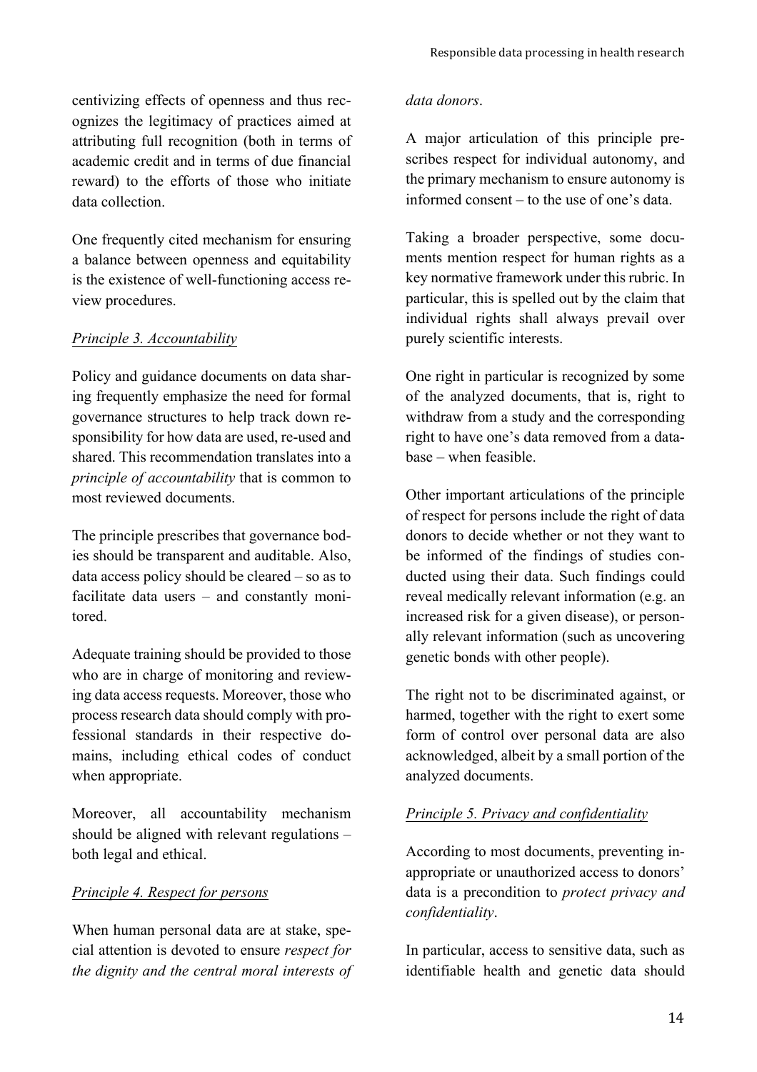centivizing effects of openness and thus recognizes the legitimacy of practices aimed at attributing full recognition (both in terms of academic credit and in terms of due financial reward) to the efforts of those who initiate data collection.

One frequently cited mechanism for ensuring a balance between openness and equitability is the existence of well-functioning access review procedures.

*Principle 3. Accountability*

Policy and guidance documents on data sharing frequently emphasize the need for formal governance structures to help track down responsibility for how data are used, re-used and shared. This recommendation translates into a *principle of accountability* that is common to most reviewed documents.

The principle prescribes that governance bodies should be transparent and auditable. Also, data access policy should be cleared – so as to facilitate data users – and constantly monitored.

Adequate training should be provided to those who are in charge of monitoring and reviewing data access requests. Moreover, those who process research data should comply with professional standards in their respective domains, including ethical codes of conduct when appropriate.

Moreover, all accountability mechanism should be aligned with relevant regulations – both legal and ethical.

*Principle 4. Respect for persons*

When human personal data are at stake, special attention is devoted to ensure *respect for the dignity and the central moral interests of data donors*.

A major articulation of this principle prescribes respect for individual autonomy, and the primary mechanism to ensure autonomy is informed consent – to the use of one's data.

Taking a broader perspective, some documents mention respect for human rights as a key normative framework under this rubric. In particular, this is spelled out by the claim that individual rights shall always prevail over purely scientific interests.

One right in particular is recognized by some of the analyzed documents, that is, right to withdraw from a study and the corresponding right to have one's data removed from a database – when feasible.

Other important articulations of the principle of respect for persons include the right of data donors to decide whether or not they want to be informed of the findings of studies conducted using their data. Such findings could reveal medically relevant information (e.g. an increased risk for a given disease), or personally relevant information (such as uncovering genetic bonds with other people).

The right not to be discriminated against, or harmed, together with the right to exert some form of control over personal data are also acknowledged, albeit by a small portion of the analyzed documents.

*Principle 5. Privacy and confidentiality*

According to most documents, preventing inappropriate or unauthorized access to donors' data is a precondition to *protect privacy and confidentiality*.

In particular, access to sensitive data, such as identifiable health and genetic data should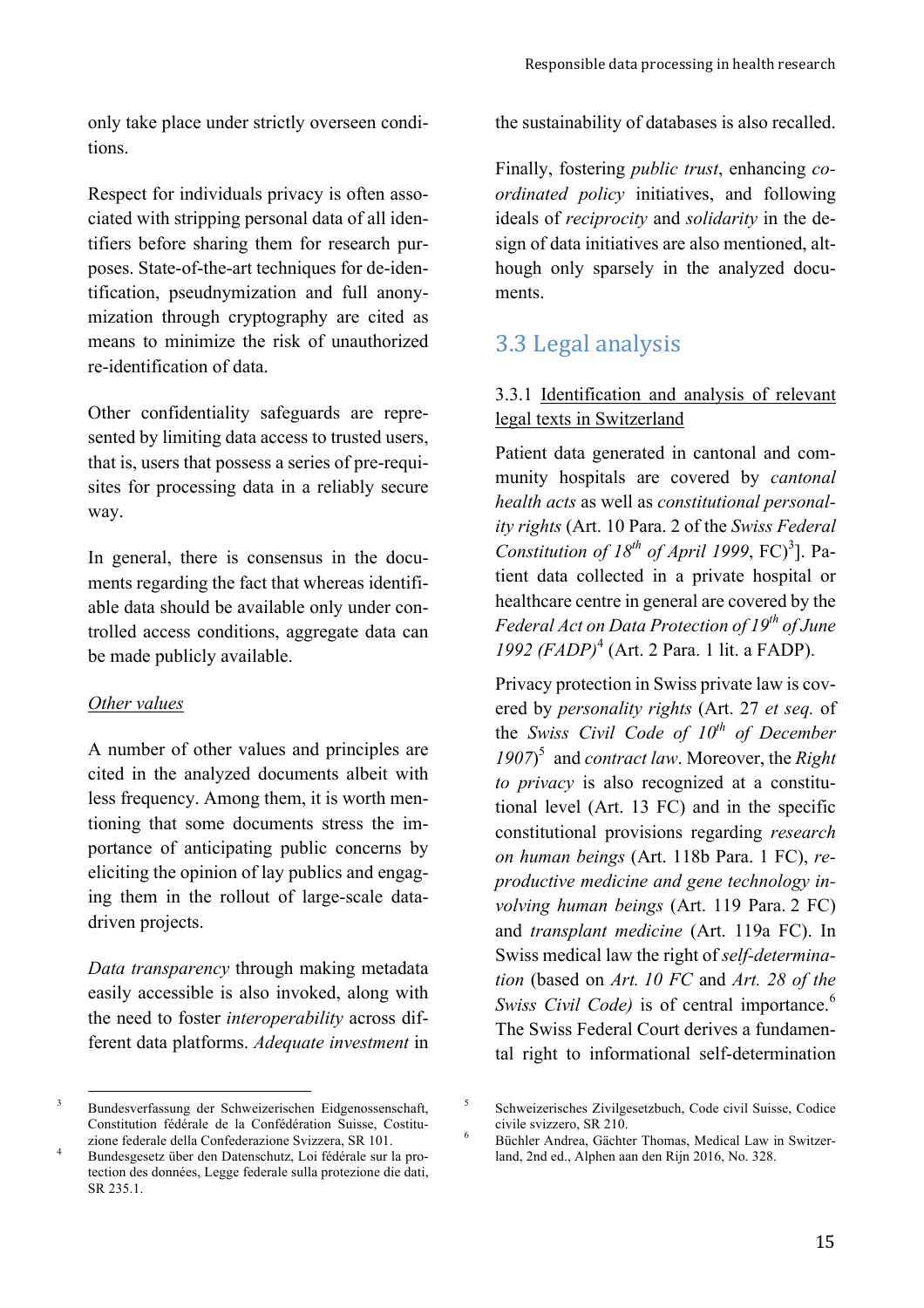only take place under strictly overseen conditions.

Respect for individuals privacy is often associated with stripping personal data of all identifiers before sharing them for research purposes. State-of-the-art techniques for de-identification, pseudnymization and full anonymization through cryptography are cited as means to minimize the risk of unauthorized re-identification of data.

Other confidentiality safeguards are represented by limiting data access to trusted users, that is, users that possess a series of pre-requisites for processing data in a reliably secure way.

In general, there is consensus in the documents regarding the fact that whereas identifiable data should be available only under controlled access conditions, aggregate data can be made publicly available.

*Other values*

A number of other values and principles are cited in the analyzed documents albeit with less frequency. Among them, it is worth mentioning that some documents stress the importance of anticipating public concerns by eliciting the opinion of lay publics and engaging them in the rollout of large-scale data-driven projects.

*Data transparency* through making metadata easily accessible is also invoked, along with the need to foster *interoperability* across different data platforms. *Adequate investment* in the sustainability of databases is also recalled.

Finally, fostering *public trust*, enhancing *coordinated policy* initiatives, and following ideals of *reciprocity* and *solidarity* in the design of data initiatives are also mentioned, although only sparsely in the analyzed documents.

## 3.3 Legal analysis

### 3.3.1 Identification and analysis of relevant legal texts in Switzerland

Patient data generated in cantonal and community hospitals are covered by *cantonal health acts* as well as *constitutional personality rights* (Art. 10 Para. 2 of the *Swiss Federal Constitution of 18th of April 1999*, FC)[3]]. Patient data collected in a private hospital or healthcare centre in general are covered by the *Federal Act on Data Protection of 19th of June 1992 (FADP)*[4] (Art. 2 Para. 1 lit. a FADP).

Privacy protection in Swiss private law is covered by *personality rights* (Art. 27 *et seq.* of the *Swiss Civil Code of 10th of December 1907*)[5] and *contract law*. Moreover, the *Right to privacy* is also recognized at a constitutional level (Art. 13 FC) and in the specific constitutional provisions regarding *research on human beings* (Art. 118b Para. 1 FC), *reproductive medicine and gene technology involving human beings* (Art. 119 Para. 2 FC) and *transplant medicine* (Art. 119a FC). In Swiss medical law the right of *self-determination* (based on *Art. 10 FC* and *Art. 28 of the Swiss Civil Code)* is of central importance.[6] The Swiss Federal Court derives a fundamental right to informational self-determination

---

[3] Bundesverfassung der Schweizerischen Eidgenossenschaft, Constitution fédérale de la Confédération Suisse, Costituzione federale della Confederazione Svizzera, SR 101.

[4] Bundesgesetz über den Datenschutz, Loi fédérale sur la protection des données, Legge federale sulla protezione die dati, SR 235.1.

[5] Schweizerisches Zivilgesetzbuch, Code civil Suisse, Codice civile svizzero, SR 210.

[6] Büchler Andrea, Gächter Thomas, Medical Law in Switzerland, 2nd ed., Alphen aan den Rijn 2016, No. 328.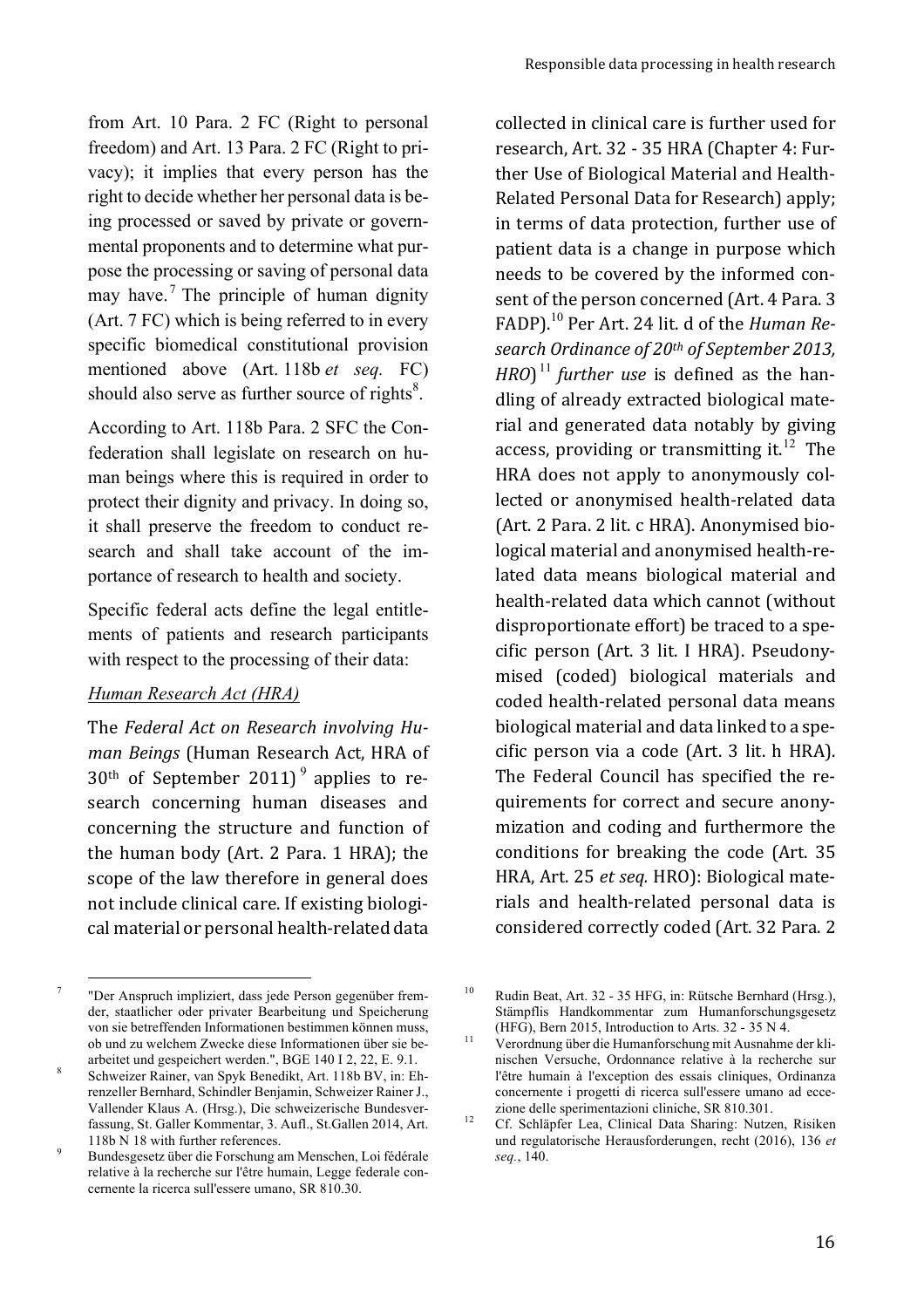from Art. 10 Para. 2 FC (Right to personal freedom) and Art. 13 Para. 2 FC (Right to privacy); it implies that every person has the right to decide whether her personal data is being processed or saved by private or governmental proponents and to determine what purpose the processing or saving of personal data may have.[7] The principle of human dignity (Art. 7 FC) which is being referred to in every specific biomedical constitutional provision mentioned above (Art. 118b *et seq.* FC) should also serve as further source of rights[8].

According to Art. 118b Para. 2 SFC the Confederation shall legislate on research on human beings where this is required in order to protect their dignity and privacy. In doing so, it shall preserve the freedom to conduct research and shall take account of the importance of research to health and society.

Specific federal acts define the legal entitlements of patients and research participants with respect to the processing of their data:

*<u>Human Research Act (HRA)</u>*

The *Federal Act on Research involving Human Beings* (Human Research Act, HRA of 30th of September 2011)[9] applies to research concerning human diseases and concerning the structure and function of the human body (Art. 2 Para. 1 HRA); the scope of the law therefore in general does not include clinical care. If existing biological material or personal health-related data collected in clinical care is further used for research, Art. 32 - 35 HRA (Chapter 4: Further Use of Biological Material and Health-Related Personal Data for Research) apply; in terms of data protection, further use of patient data is a change in purpose which needs to be covered by the informed consent of the person concerned (Art. 4 Para. 3 FADP).[10] Per Art. 24 lit. d of the *Human Research Ordinance of 20th of September 2013, HRO*)[11] *further use* is defined as the handling of already extracted biological material and generated data notably by giving access, providing or transmitting it.[12] The HRA does not apply to anonymously collected or anonymised health-related data (Art. 2 Para. 2 lit. c HRA). Anonymised biological material and anonymised health-related data means biological material and health-related data which cannot (without disproportionate effort) be traced to a specific person (Art. 3 lit. I HRA). Pseudonymised (coded) biological materials and coded health-related personal data means biological material and data linked to a specific person via a code (Art. 3 lit. h HRA). The Federal Council has specified the requirements for correct and secure anonymization and coding and furthermore the conditions for breaking the code (Art. 35 HRA, Art. 25 *et seq.* HRO): Biological materials and health-related personal data is considered correctly coded (Art. 32 Para. 2

---

[7] "Der Anspruch impliziert, dass jede Person gegenüber fremder, staatlicher oder privater Bearbeitung und Speicherung von sie betreffenden Informationen bestimmen können muss, ob und zu welchem Zwecke diese Informationen über sie bearbeitet und gespeichert werden.", BGE 140 I 2, 22, E. 9.1.

[8] Schweizer Rainer, van Spyk Benedikt, Art. 118b BV, in: Ehrenzeller Bernhard, Schindler Benjamin, Schweizer Rainer J., Vallender Klaus A. (Hrsg.), Die schweizerische Bundesverfassung, St. Galler Kommentar, 3. Aufl., St.Gallen 2014, Art. 118b N 18 with further references.

[9] Bundesgesetz über die Forschung am Menschen, Loi fédérale relative à la recherche sur l'être humain, Legge federale concernente la ricerca sull'essere umano, SR 810.30.

[10] Rudin Beat, Art. 32 - 35 HFG, in: Rütsche Bernhard (Hrsg.), Stämpflis Handkommentar zum Humanforschungsgesetz (HFG), Bern 2015, Introduction to Arts. 32 - 35 N 4.

[11] Verordnung über die Humanforschung mit Ausnahme der klinischen Versuche, Ordonnance relative à la recherche sur l'être humain à l'exception des essais cliniques, Ordinanza concernente i progetti di ricerca sull'essere umano ad eccezione delle sperimentazioni cliniche, SR 810.301.

[12] Cf. Schläpfer Lea, Clinical Data Sharing: Nutzen, Risiken und regulatorische Herausforderungen, recht (2016), 136 *et seq.*, 140.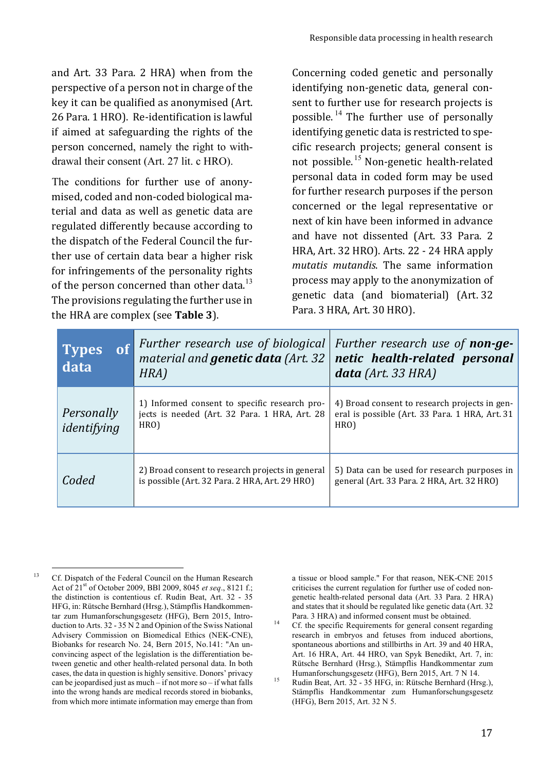and Art. 33 Para. 2 HRA) when from the perspective of a person not in charge of the key it can be qualified as anonymised (Art. 26 Para. 1 HRO). Re-identification is lawful if aimed at safeguarding the rights of the person concerned, namely the right to withdrawal their consent (Art. 27 lit. c HRO).

The conditions for further use of anonymised, coded and non-coded biological material and data as well as genetic data are regulated differently because according to the dispatch of the Federal Council the further use of certain data bear a higher risk for infringements of the personality rights of the person concerned than other data.[13] The provisions regulating the further use in the HRA are complex (see **Table 3**).

Concerning coded genetic and personally identifying non-genetic data, general consent to further use for research projects is possible.[14] The further use of personally identifying genetic data is restricted to specific research projects; general consent is not possible.[15] Non-genetic health-related personal data in coded form may be used for further research purposes if the person concerned or the legal representative or next of kin have been informed in advance and have not dissented (Art. 33 Para. 2 HRA, Art. 32 HRO). Arts. 22 - 24 HRA apply *mutatis mutandis*. The same information process may apply to the anonymization of genetic data (and biomaterial) (Art. 32 Para. 3 HRA, Art. 30 HRO).

| **Types of data** | *Further research use of biological material and* ***genetic data*** *(Art. 32 HRA)* | *Further research use of* ***non-genetic health-related personal data*** *(Art. 33 HRA)* |
|---|---|---|
| *Personally identifying* | 1) Informed consent to specific research projects is needed (Art. 32 Para. 1 HRA, Art. 28 HRO) | 4) Broad consent to research projects in general is possible (Art. 33 Para. 1 HRA, Art. 31 HRO) |
| *Coded* | 2) Broad consent to research projects in general is possible (Art. 32 Para. 2 HRA, Art. 29 HRO) | 5) Data can be used for research purposes in general (Art. 33 Para. 2 HRA, Art. 32 HRO) |

---

[13] Cf. Dispatch of the Federal Council on the Human Research Act of 21st of October 2009, BBl 2009, 8045 *et seq*., 8121 f.; the distinction is contentious cf. Rudin Beat, Art. 32 - 35 HFG, in: Rütsche Bernhard (Hrsg.), Stämpflis Handkommentar zum Humanforschungsgesetz (HFG), Bern 2015, Introduction to Arts. 32 - 35 N 2 and Opinion of the Swiss National Advisery Commission on Biomedical Ethics (NEK-CNE), Biobanks for research No. 24, Bern 2015, No.141: "An unconvincing aspect of the legislation is the differentiation between genetic and other health-related personal data. In both cases, the data in question is highly sensitive. Donors' privacy can be jeopardised just as much – if not more so – if what falls into the wrong hands are medical records stored in biobanks, from which more intimate information may emerge than from a tissue or blood sample." For that reason, NEK-CNE 2015 criticises the current regulation for further use of coded non-genetic health-related personal data (Art. 33 Para. 2 HRA) and states that it should be regulated like genetic data (Art. 32 Para. 3 HRA) and informed consent must be obtained.

[14] Cf. the specific Requirements for general consent regarding research in embryos and fetuses from induced abortions, spontaneous abortions and stillbirths in Art. 39 and 40 HRA, Art. 16 HRA, Art. 44 HRO, van Spyk Benedikt, Art. 7, in: Rütsche Bernhard (Hrsg.), Stämpflis Handkommentar zum Humanforschungsgesetz (HFG), Bern 2015, Art. 7 N 14.

[15] Rudin Beat, Art. 32 - 35 HFG, in: Rütsche Bernhard (Hrsg.), Stämpflis Handkommentar zum Humanforschungsgesetz (HFG), Bern 2015, Art. 32 N 5.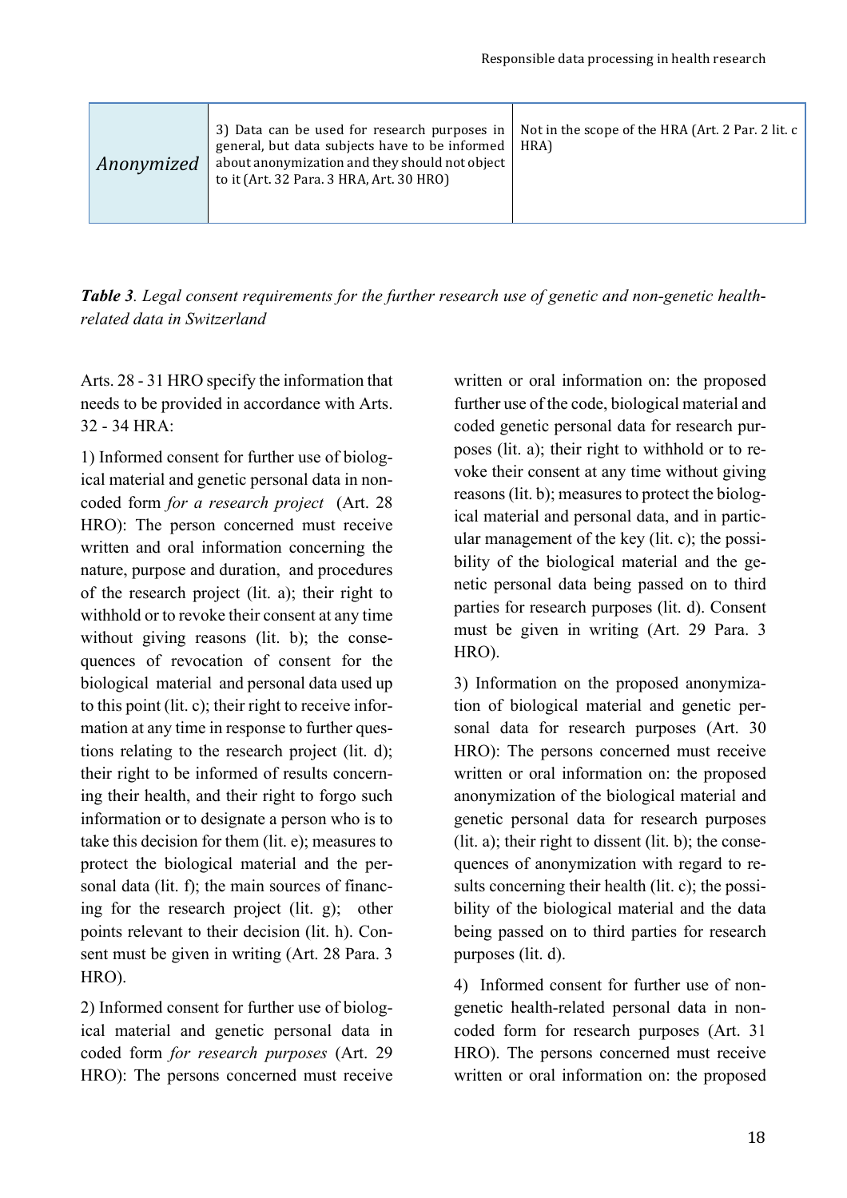| | | |
|---|---|---|
| *Anonymized* | 3) Data can be used for research purposes in general, but data subjects have to be informed about anonymization and they should not object to it (Art. 32 Para. 3 HRA, Art. 30 HRO) | Not in the scope of the HRA (Art. 2 Par. 2 lit. c HRA) |

***Table 3**. Legal consent requirements for the further research use of genetic and non-genetic health-related data in Switzerland*

Arts. 28 - 31 HRO specify the information that needs to be provided in accordance with Arts. 32 - 34 HRA:

1) Informed consent for further use of biological material and genetic personal data in non-coded form *for a research project* (Art. 28 HRO): The person concerned must receive written and oral information concerning the nature, purpose and duration, and procedures of the research project (lit. a); their right to withhold or to revoke their consent at any time without giving reasons (lit. b); the consequences of revocation of consent for the biological material and personal data used up to this point (lit. c); their right to receive information at any time in response to further questions relating to the research project (lit. d); their right to be informed of results concerning their health, and their right to forgo such information or to designate a person who is to take this decision for them (lit. e); measures to protect the biological material and the personal data (lit. f); the main sources of financing for the research project (lit. g); other points relevant to their decision (lit. h). Consent must be given in writing (Art. 28 Para. 3 HRO).

2) Informed consent for further use of biological material and genetic personal data in coded form *for research purposes* (Art. 29 HRO): The persons concerned must receive written or oral information on: the proposed further use of the code, biological material and coded genetic personal data for research purposes (lit. a); their right to withhold or to revoke their consent at any time without giving reasons (lit. b); measures to protect the biological material and personal data, and in particular management of the key (lit. c); the possibility of the biological material and the genetic personal data being passed on to third parties for research purposes (lit. d). Consent must be given in writing (Art. 29 Para. 3 HRO).

3) Information on the proposed anonymization of biological material and genetic personal data for research purposes (Art. 30 HRO): The persons concerned must receive written or oral information on: the proposed anonymization of the biological material and genetic personal data for research purposes (lit. a); their right to dissent (lit. b); the consequences of anonymization with regard to results concerning their health (lit. c); the possibility of the biological material and the data being passed on to third parties for research purposes (lit. d).

4) Informed consent for further use of non-genetic health-related personal data in non-coded form for research purposes (Art. 31 HRO). The persons concerned must receive written or oral information on: the proposed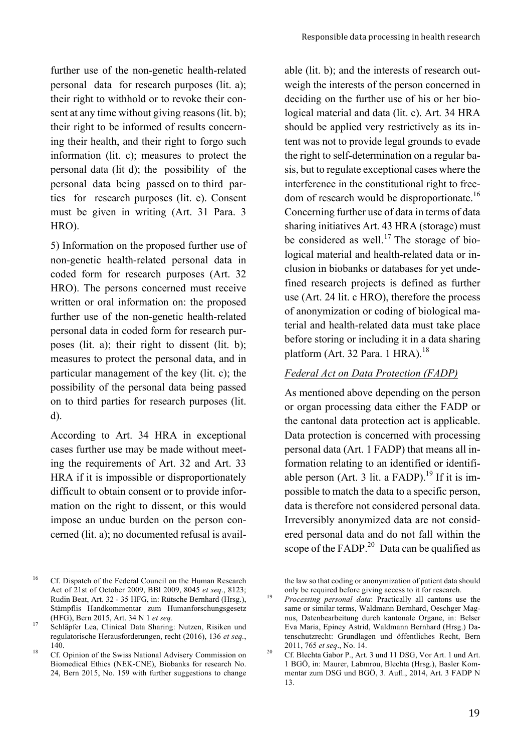further use of the non-genetic health-related personal data for research purposes (lit. a); their right to withhold or to revoke their consent at any time without giving reasons (lit. b); their right to be informed of results concerning their health, and their right to forgo such information (lit. c); measures to protect the personal data (lit d); the possibility of the personal data being passed on to third parties for research purposes (lit. e). Consent must be given in writing (Art. 31 Para. 3 HRO).

5) Information on the proposed further use of non-genetic health-related personal data in coded form for research purposes (Art. 32 HRO). The persons concerned must receive written or oral information on: the proposed further use of the non-genetic health-related personal data in coded form for research purposes (lit. a); their right to dissent (lit. b); measures to protect the personal data, and in particular management of the key (lit. c); the possibility of the personal data being passed on to third parties for research purposes (lit. d).

According to Art. 34 HRA in exceptional cases further use may be made without meeting the requirements of Art. 32 and Art. 33 HRA if it is impossible or disproportionately difficult to obtain consent or to provide information on the right to dissent, or this would impose an undue burden on the person concerned (lit. a); no documented refusal is available (lit. b); and the interests of research outweigh the interests of the person concerned in deciding on the further use of his or her biological material and data (lit. c). Art. 34 HRA should be applied very restrictively as its intent was not to provide legal grounds to evade the right to self-determination on a regular basis, but to regulate exceptional cases where the interference in the constitutional right to freedom of research would be disproportionate.[16] Concerning further use of data in terms of data sharing initiatives Art. 43 HRA (storage) must be considered as well.[17] The storage of biological material and health-related data or inclusion in biobanks or databases for yet undefined research projects is defined as further use (Art. 24 lit. c HRO), therefore the process of anonymization or coding of biological material and health-related data must take place before storing or including it in a data sharing platform (Art. 32 Para. 1 HRA).[18]

*Federal Act on Data Protection (FADP)*

As mentioned above depending on the person or organ processing data either the FADP or the cantonal data protection act is applicable. Data protection is concerned with processing personal data (Art. 1 FADP) that means all information relating to an identified or identifiable person (Art. 3 lit. a FADP).[19] If it is impossible to match the data to a specific person, data is therefore not considered personal data. Irreversibly anonymized data are not considered personal data and do not fall within the scope of the FADP.[20] Data can be qualified as

---

[16] Cf. Dispatch of the Federal Council on the Human Research Act of 21st of October 2009, BBl 2009, 8045 *et seq*., 8123; Rudin Beat, Art. 32 - 35 HFG, in: Rütsche Bernhard (Hrsg.), Stämpflis Handkommentar zum Humanforschungsgesetz (HFG), Bern 2015, Art. 34 N 1 *et seq.*

[17] Schläpfer Lea, Clinical Data Sharing: Nutzen, Risiken und regulatorische Herausforderungen, recht (2016), 136 *et seq.*, 140.

[18] Cf. Opinion of the Swiss National Advisery Commission on Biomedical Ethics (NEK-CNE), Biobanks for research No. 24, Bern 2015, No. 159 with further suggestions to change the law so that coding or anonymization of patient data should only be required before giving access to it for research.

[19] *Processing personal data*: Practically all cantons use the same or similar terms, Waldmann Bernhard, Oeschger Magnus, Datenbearbeitung durch kantonale Organe, in: Belser Eva Maria, Epiney Astrid, Waldmann Bernhard (Hrsg.) Datenschutzrecht: Grundlagen und öffentliches Recht, Bern 2011, 765 *et seq*., No. 14.

[20] Cf. Blechta Gabor P., Art. 3 und 11 DSG, Vor Art. 1 und Art. 1 BGÖ, in: Maurer, Labmrou, Blechta (Hrsg.), Basler Kommentar zum DSG und BGÖ, 3. Aufl., 2014, Art. 3 FADP N 13.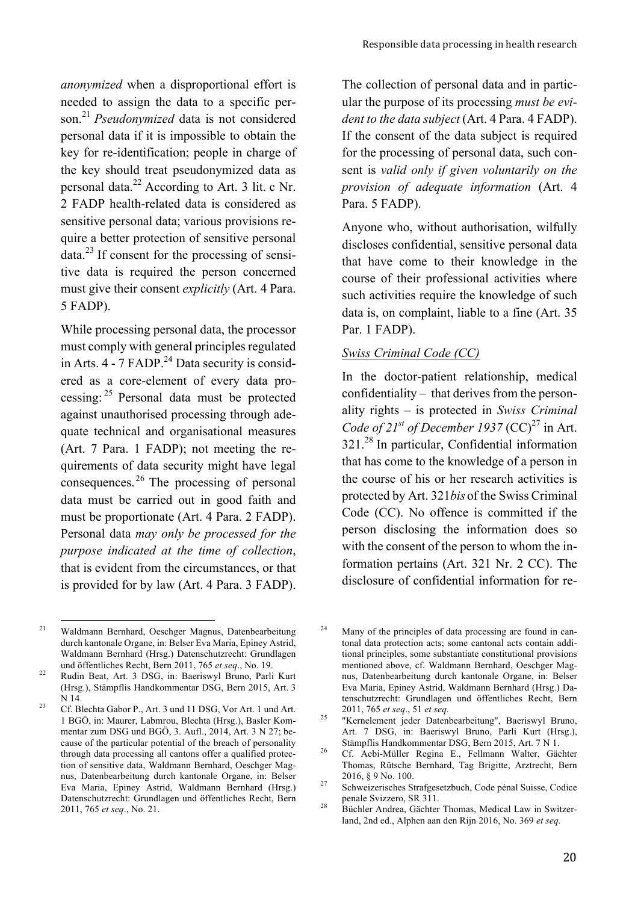*anonymized* when a disproportional effort is needed to assign the data to a specific person.[21] *Pseudonymized* data is not considered personal data if it is impossible to obtain the key for re-identification; people in charge of the key should treat pseudonymized data as personal data.[22] According to Art. 3 lit. c Nr. 2 FADP health-related data is considered as sensitive personal data; various provisions require a better protection of sensitive personal data.[23] If consent for the processing of sensitive data is required the person concerned must give their consent *explicitly* (Art. 4 Para. 5 FADP).

While processing personal data, the processor must comply with general principles regulated in Arts. 4 - 7 FADP.[24] Data security is considered as a core-element of every data processing:[25] Personal data must be protected against unauthorised processing through adequate technical and organisational measures (Art. 7 Para. 1 FADP); not meeting the requirements of data security might have legal consequences.[26] The processing of personal data must be carried out in good faith and must be proportionate (Art. 4 Para. 2 FADP). Personal data *may only be processed for the purpose indicated at the time of collection*, that is evident from the circumstances, or that is provided for by law (Art. 4 Para. 3 FADP).

The collection of personal data and in particular the purpose of its processing *must be evident to the data subject* (Art. 4 Para. 4 FADP). If the consent of the data subject is required for the processing of personal data, such consent is *valid only if given voluntarily on the provision of adequate information* (Art. 4 Para. 5 FADP).

Anyone who, without authorisation, wilfully discloses confidential, sensitive personal data that have come to their knowledge in the course of their professional activities where such activities require the knowledge of such data is, on complaint, liable to a fine (Art. 35 Par. 1 FADP).

*Swiss Criminal Code (CC)*

In the doctor-patient relationship, medical confidentiality – that derives from the personality rights – is protected in *Swiss Criminal Code of 21st of December 1937* (CC)[27] in Art. 321.[28] In particular, Confidential information that has come to the knowledge of a person in the course of his or her research activities is protected by Art. 321*bis* of the Swiss Criminal Code (CC). No offence is committed if the person disclosing the information does so with the consent of the person to whom the information pertains (Art. 321 Nr. 2 CC). The disclosure of confidential information for re-

---

[21] Waldmann Bernhard, Oeschger Magnus, Datenbearbeitung durch kantonale Organe, in: Belser Eva Maria, Epiney Astrid, Waldmann Bernhard (Hrsg.) Datenschutzrecht: Grundlagen und öffentliches Recht, Bern 2011, 765 *et seq*., No. 19.

[22] Rudin Beat, Art. 3 DSG, in: Baeriswyl Bruno, Parli Kurt (Hrsg.), Stämpflis Handkommentar DSG, Bern 2015, Art. 3 N 14.

[23] Cf. Blechta Gabor P., Art. 3 und 11 DSG, Vor Art. 1 und Art. 1 BGÖ, in: Maurer, Labmrou, Blechta (Hrsg.), Basler Kommentar zum DSG und BGÖ, 3. Aufl., 2014, Art. 3 N 27; because of the particular potential of the breach of personality through data processing all cantons offer a qualified protection of sensitive data, Waldmann Bernhard, Oeschger Magnus, Datenbearbeitung durch kantonale Organe, in: Belser Eva Maria, Epiney Astrid, Waldmann Bernhard (Hrsg.) Datenschutzrecht: Grundlagen und öffentliches Recht, Bern 2011, 765 *et seq*., No. 21.

[24] Many of the principles of data processing are found in cantonal data protection acts; some cantonal acts contain additional principles, some substantiate constitutional provisions mentioned above, cf. Waldmann Bernhard, Oeschger Magnus, Datenbearbeitung durch kantonale Organe, in: Belser Eva Maria, Epiney Astrid, Waldmann Bernhard (Hrsg.) Datenschutzrecht: Grundlagen und öffentliches Recht, Bern 2011, 765 *et seq*., 51 *et seq.*

[25] "Kernelement jeder Datenbearbeitung", Baeriswyl Bruno, Art. 7 DSG, in: Baeriswyl Bruno, Parli Kurt (Hrsg.), Stämpflis Handkommentar DSG, Bern 2015, Art. 7 N 1.

[26] Cf. Aebi-Müller Regina E., Fellmann Walter, Gächter Thomas, Rütsche Bernhard, Tag Brigitte, Arztrecht, Bern 2016, § 9 No. 100.

[27] Schweizerisches Strafgesetzbuch, Code pénal Suisse, Codice penale Svizzero, SR 311.

[28] Büchler Andrea, Gächter Thomas, Medical Law in Switzerland, 2nd ed., Alphen aan den Rijn 2016, No. 369 *et seq.*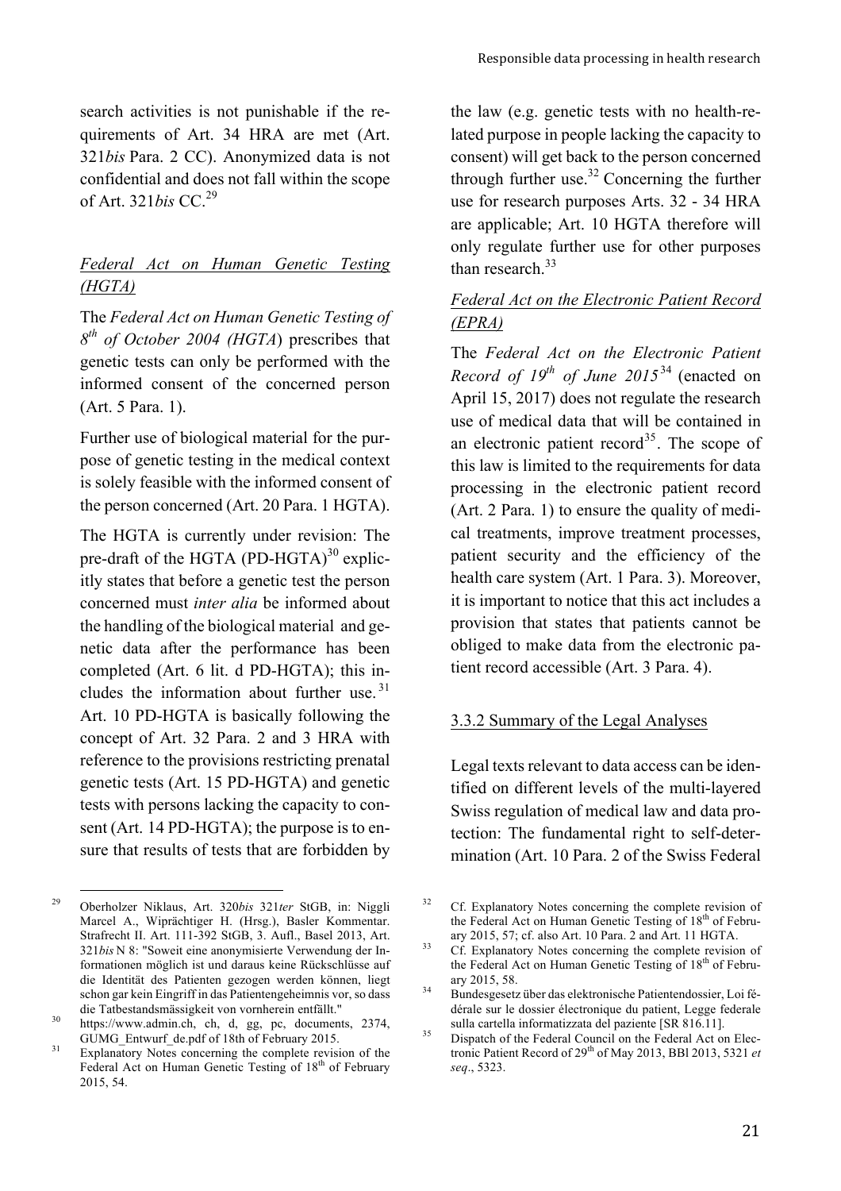search activities is not punishable if the requirements of Art. 34 HRA are met (Art. 321*bis* Para. 2 CC). Anonymized data is not confidential and does not fall within the scope of Art. 321*bis* CC.[29]

### *Federal Act on Human Genetic Testing (HGTA)*

The *Federal Act on Human Genetic Testing of 8th of October 2004 (HGTA)* prescribes that genetic tests can only be performed with the informed consent of the concerned person (Art. 5 Para. 1).

Further use of biological material for the purpose of genetic testing in the medical context is solely feasible with the informed consent of the person concerned (Art. 20 Para. 1 HGTA).

The HGTA is currently under revision: The pre-draft of the HGTA (PD-HGTA)[30] explicitly states that before a genetic test the person concerned must *inter alia* be informed about the handling of the biological material and genetic data after the performance has been completed (Art. 6 lit. d PD-HGTA); this includes the information about further use.[31] Art. 10 PD-HGTA is basically following the concept of Art. 32 Para. 2 and 3 HRA with reference to the provisions restricting prenatal genetic tests (Art. 15 PD-HGTA) and genetic tests with persons lacking the capacity to consent (Art. 14 PD-HGTA); the purpose is to ensure that results of tests that are forbidden by the law (e.g. genetic tests with no health-related purpose in people lacking the capacity to consent) will get back to the person concerned through further use.[32] Concerning the further use for research purposes Arts. 32 - 34 HRA are applicable; Art. 10 HGTA therefore will only regulate further use for other purposes than research.[33]

### *Federal Act on the Electronic Patient Record (EPRA)*

The *Federal Act on the Electronic Patient Record of 19th of June 2015*[34] (enacted on April 15, 2017) does not regulate the research use of medical data that will be contained in an electronic patient record[35]. The scope of this law is limited to the requirements for data processing in the electronic patient record (Art. 2 Para. 1) to ensure the quality of medical treatments, improve treatment processes, patient security and the efficiency of the health care system (Art. 1 Para. 3). Moreover, it is important to notice that this act includes a provision that states that patients cannot be obliged to make data from the electronic patient record accessible (Art. 3 Para. 4).

### 3.3.2 Summary of the Legal Analyses

Legal texts relevant to data access can be identified on different levels of the multi-layered Swiss regulation of medical law and data protection: The fundamental right to self-determination (Art. 10 Para. 2 of the Swiss Federal

---

[29] Oberholzer Niklaus, Art. 320*bis* 321*ter* StGB, in: Niggli Marcel A., Wiprächtiger H. (Hrsg.), Basler Kommentar. Strafrecht II. Art. 111-392 StGB, 3. Aufl., Basel 2013, Art. 321*bis* N 8: "Soweit eine anonymisierte Verwendung der Informationen möglich ist und daraus keine Rückschlüsse auf die Identität des Patienten gezogen werden können, liegt schon gar kein Eingriff in das Patientengeheimnis vor, so dass die Tatbestandsmässigkeit von vornherein entfällt."

[30] https://www.admin.ch, ch, d, gg, pc, documents, 2374, GUMG_Entwurf_de.pdf of 18th of February 2015.

[31] Explanatory Notes concerning the complete revision of the Federal Act on Human Genetic Testing of 18th of February 2015, 54.

[32] Cf. Explanatory Notes concerning the complete revision of the Federal Act on Human Genetic Testing of 18th of February 2015, 57; cf. also Art. 10 Para. 2 and Art. 11 HGTA.

[33] Cf. Explanatory Notes concerning the complete revision of the Federal Act on Human Genetic Testing of 18th of February 2015, 58.

[34] Bundesgesetz über das elektronische Patientendossier, Loi fédérale sur le dossier électronique du patient, Legge federale sulla cartella informatizzata del paziente [SR 816.11].

[35] Dispatch of the Federal Council on the Federal Act on Electronic Patient Record of 29th of May 2013, BBl 2013, 5321 *et seq*., 5323.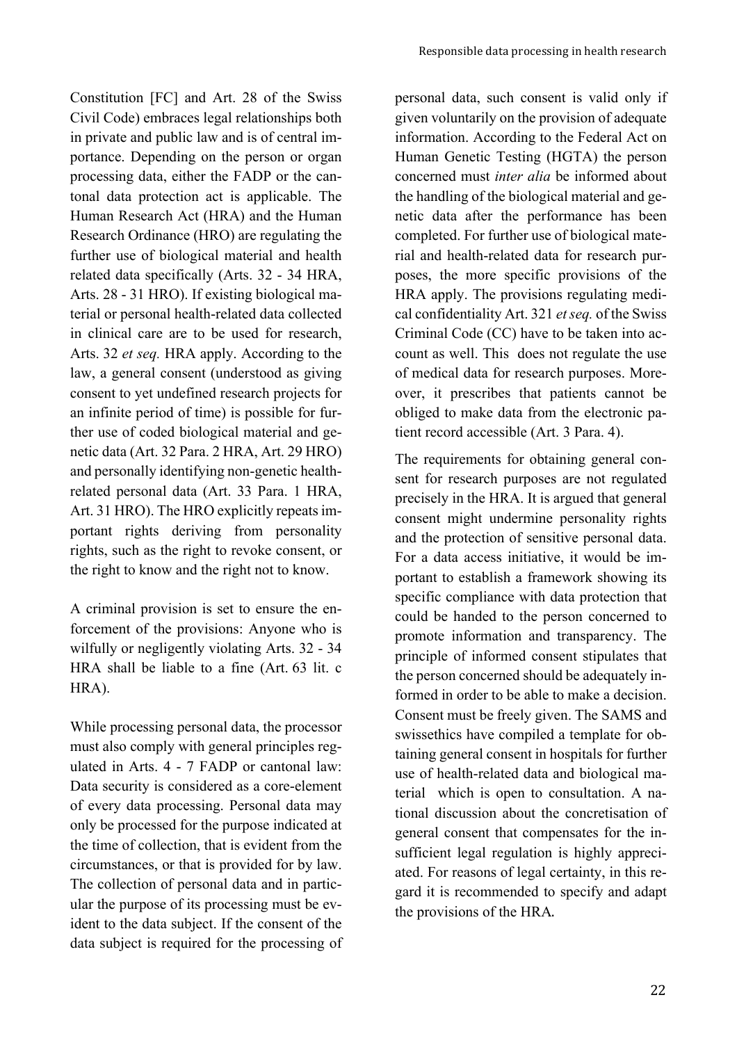Constitution [FC] and Art. 28 of the Swiss Civil Code) embraces legal relationships both in private and public law and is of central importance. Depending on the person or organ processing data, either the FADP or the cantonal data protection act is applicable. The Human Research Act (HRA) and the Human Research Ordinance (HRO) are regulating the further use of biological material and health related data specifically (Arts. 32 - 34 HRA, Arts. 28 - 31 HRO). If existing biological material or personal health-related data collected in clinical care are to be used for research, Arts. 32 *et seq.* HRA apply. According to the law, a general consent (understood as giving consent to yet undefined research projects for an infinite period of time) is possible for further use of coded biological material and genetic data (Art. 32 Para. 2 HRA, Art. 29 HRO) and personally identifying non-genetic health-related personal data (Art. 33 Para. 1 HRA, Art. 31 HRO). The HRO explicitly repeats important rights deriving from personality rights, such as the right to revoke consent, or the right to know and the right not to know.

A criminal provision is set to ensure the enforcement of the provisions: Anyone who is wilfully or negligently violating Arts. 32 - 34 HRA shall be liable to a fine (Art. 63 lit. c HRA).

While processing personal data, the processor must also comply with general principles regulated in Arts. 4 - 7 FADP or cantonal law: Data security is considered as a core-element of every data processing. Personal data may only be processed for the purpose indicated at the time of collection, that is evident from the circumstances, or that is provided for by law. The collection of personal data and in particular the purpose of its processing must be evident to the data subject. If the consent of the data subject is required for the processing of personal data, such consent is valid only if given voluntarily on the provision of adequate information. According to the Federal Act on Human Genetic Testing (HGTA) the person concerned must *inter alia* be informed about the handling of the biological material and genetic data after the performance has been completed. For further use of biological material and health-related data for research purposes, the more specific provisions of the HRA apply. The provisions regulating medical confidentiality Art. 321 *et seq.* of the Swiss Criminal Code (CC) have to be taken into account as well. This does not regulate the use of medical data for research purposes. Moreover, it prescribes that patients cannot be obliged to make data from the electronic patient record accessible (Art. 3 Para. 4).

The requirements for obtaining general consent for research purposes are not regulated precisely in the HRA. It is argued that general consent might undermine personality rights and the protection of sensitive personal data. For a data access initiative, it would be important to establish a framework showing its specific compliance with data protection that could be handed to the person concerned to promote information and transparency. The principle of informed consent stipulates that the person concerned should be adequately informed in order to be able to make a decision. Consent must be freely given. The SAMS and swissethics have compiled a template for obtaining general consent in hospitals for further use of health-related data and biological material which is open to consultation. A national discussion about the concretisation of general consent that compensates for the insufficient legal regulation is highly appreciated. For reasons of legal certainty, in this regard it is recommended to specify and adapt the provisions of the HRA.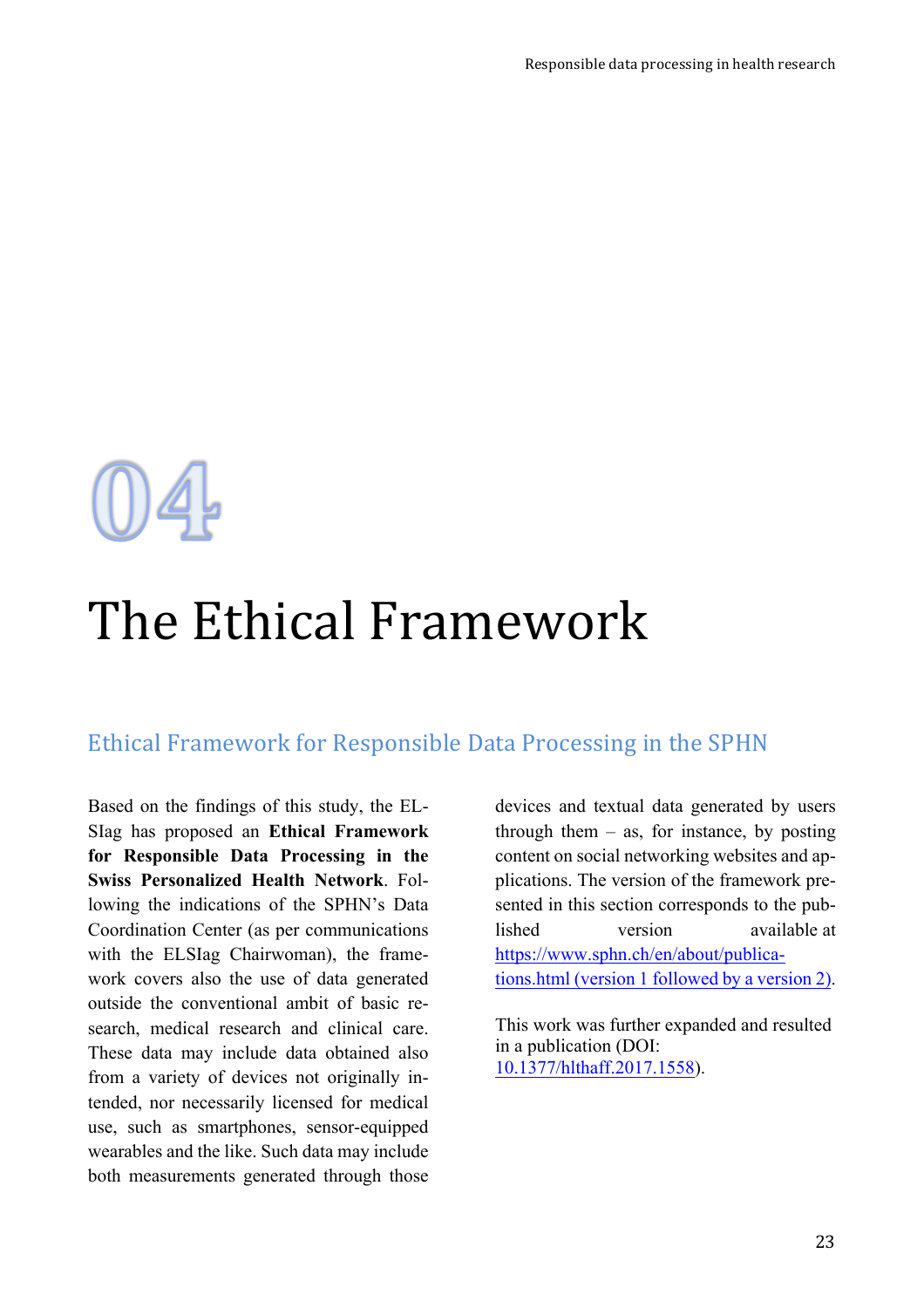# 04

# The Ethical Framework

## Ethical Framework for Responsible Data Processing in the SPHN

Based on the findings of this study, the ELSIag has proposed an **Ethical Framework for Responsible Data Processing in the Swiss Personalized Health Network**. Following the indications of the SPHN's Data Coordination Center (as per communications with the ELSIag Chairwoman), the framework covers also the use of data generated outside the conventional ambit of basic research, medical research and clinical care. These data may include data obtained also from a variety of devices not originally intended, nor necessarily licensed for medical use, such as smartphones, sensor-equipped wearables and the like. Such data may include both measurements generated through those devices and textual data generated by users through them – as, for instance, by posting content on social networking websites and applications. The version of the framework presented in this section corresponds to the published version available at https://www.sphn.ch/en/about/publications.html (version 1 followed by a version 2).

This work was further expanded and resulted in a publication (DOI: 10.1377/hlthaff.2017.1558).